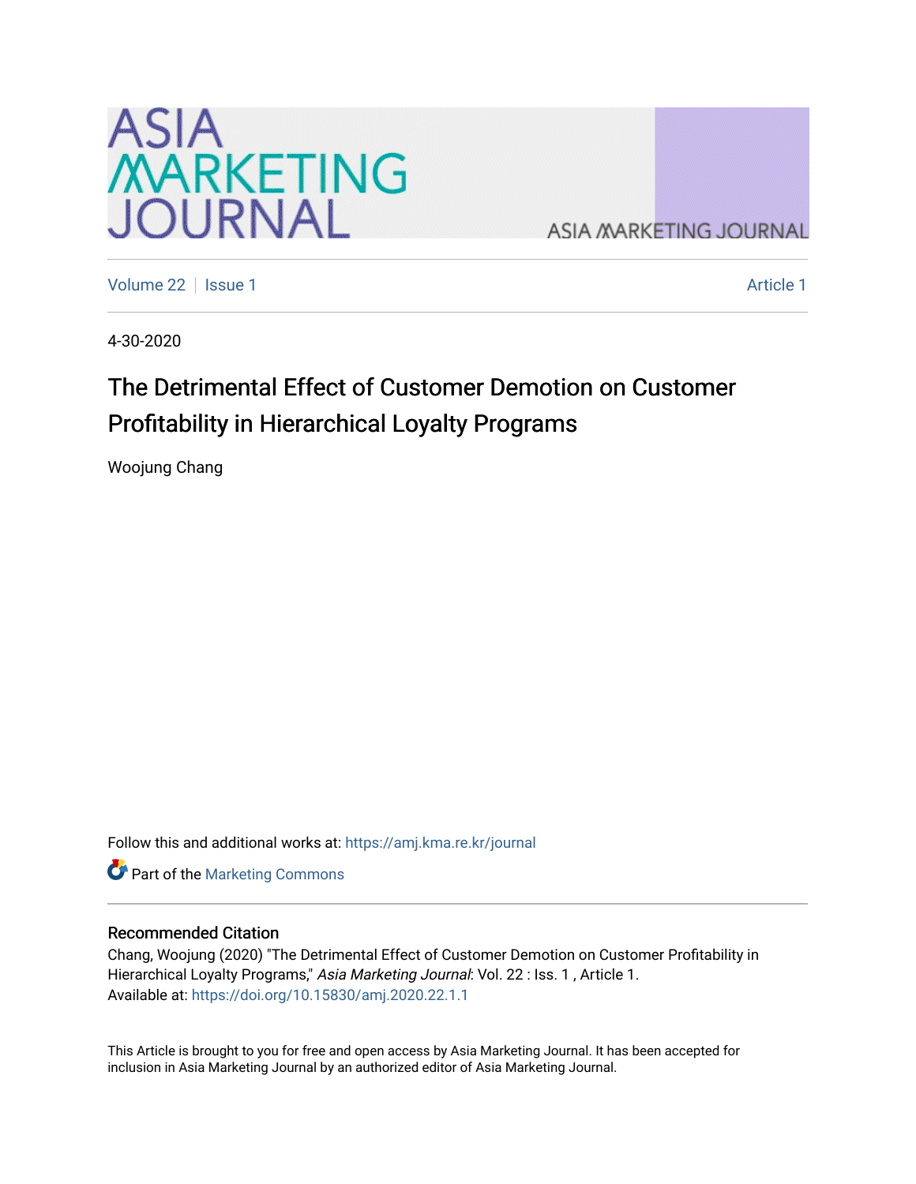Volume 22 | Issue 1 Article 1

4-30-2020

# The Detrimental Effect of Customer Demotion on Customer Profitability in Hierarchical Loyalty Programs

Woojung Chang

Follow this and additional works at: https://amj.kma.re.kr/journal

Part of the Marketing Commons

## Recommended Citation

Chang, Woojung (2020) "The Detrimental Effect of Customer Demotion on Customer Profitability in Hierarchical Loyalty Programs," *Asia Marketing Journal*: Vol. 22 : Iss. 1 , Article 1.
Available at: https://doi.org/10.15830/amj.2020.22.1.1

This Article is brought to you for free and open access by Asia Marketing Journal. It has been accepted for inclusion in Asia Marketing Journal by an authorized editor of Asia Marketing Journal.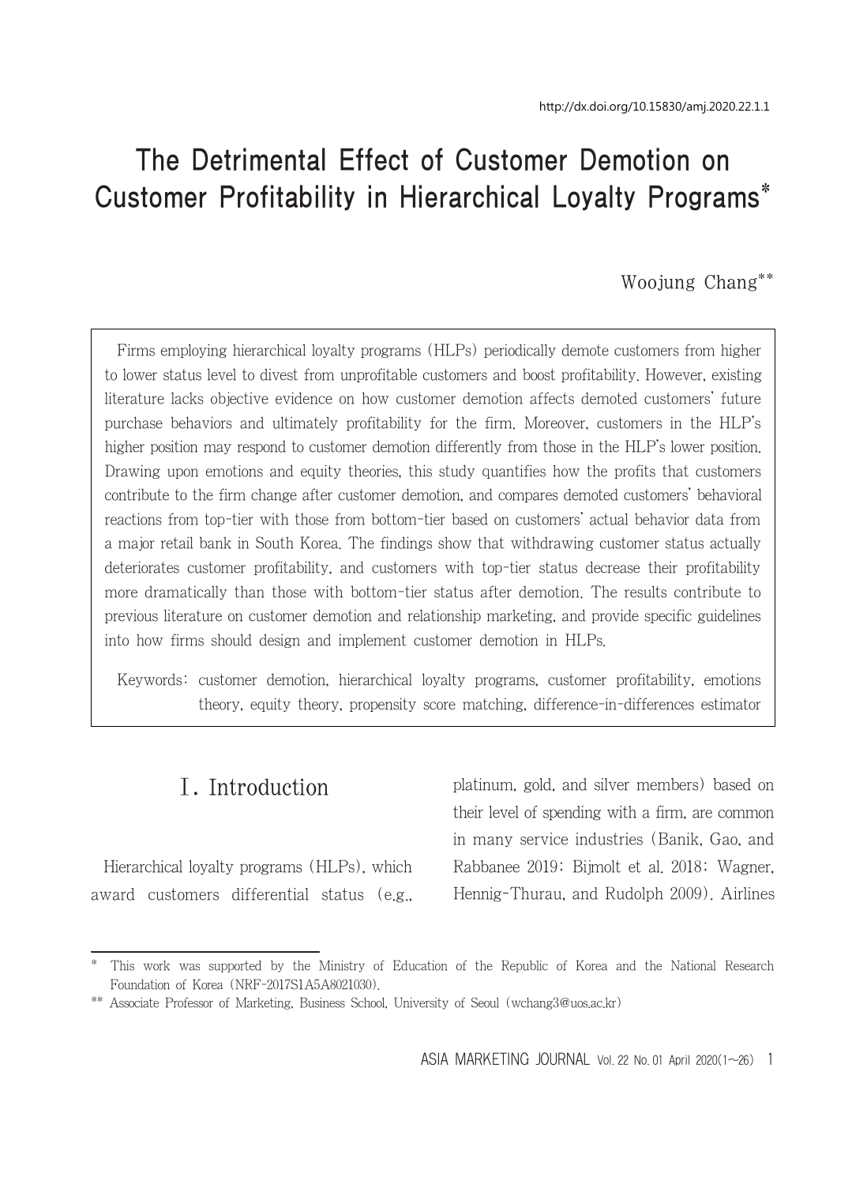http://dx.doi.org/10.15830/amj.2020.22.1.1

# The Detrimental Effect of Customer Demotion on Customer Profitability in Hierarchical Loyalty Programs*

Woojung Chang**

Firms employing hierarchical loyalty programs (HLPs) periodically demote customers from higher to lower status level to divest from unprofitable customers and boost profitability. However, existing literature lacks objective evidence on how customer demotion affects demoted customers' future purchase behaviors and ultimately profitability for the firm. Moreover, customers in the HLP's higher position may respond to customer demotion differently from those in the HLP's lower position. Drawing upon emotions and equity theories, this study quantifies how the profits that customers contribute to the firm change after customer demotion, and compares demoted customers' behavioral reactions from top-tier with those from bottom-tier based on customers' actual behavior data from a major retail bank in South Korea. The findings show that withdrawing customer status actually deteriorates customer profitability, and customers with top-tier status decrease their profitability more dramatically than those with bottom-tier status after demotion. The results contribute to previous literature on customer demotion and relationship marketing, and provide specific guidelines into how firms should design and implement customer demotion in HLPs.

Keywords: customer demotion, hierarchical loyalty programs, customer profitability, emotions theory, equity theory, propensity score matching, difference-in-differences estimator

## Ⅰ. Introduction

Hierarchical loyalty programs (HLPs), which award customers differential status (e.g., platinum, gold, and silver members) based on their level of spending with a firm, are common in many service industries (Banik, Gao, and Rabbanee 2019; Bijmolt et al. 2018; Wagner, Hennig-Thurau, and Rudolph 2009). Airlines

---

\* This work was supported by the Ministry of Education of the Republic of Korea and the National Research Foundation of Korea (NRF-2017S1A5A8021030).

\*\* Associate Professor of Marketing, Business School, University of Seoul (wchang3@uos.ac.kr)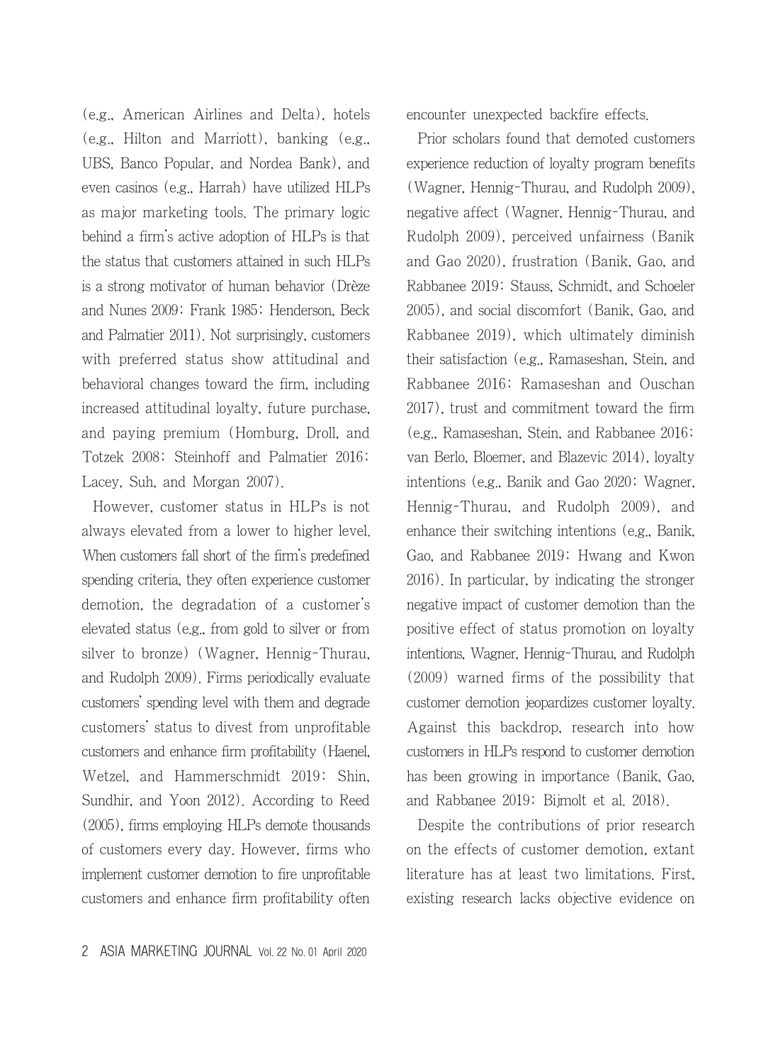(e.g., American Airlines and Delta), hotels (e.g., Hilton and Marriott), banking (e.g., UBS, Banco Popular, and Nordea Bank), and even casinos (e.g., Harrah) have utilized HLPs as major marketing tools. The primary logic behind a firm's active adoption of HLPs is that the status that customers attained in such HLPs is a strong motivator of human behavior (Drèze and Nunes 2009; Frank 1985; Henderson, Beck and Palmatier 2011). Not surprisingly, customers with preferred status show attitudinal and behavioral changes toward the firm, including increased attitudinal loyalty, future purchase, and paying premium (Homburg, Droll, and Totzek 2008; Steinhoff and Palmatier 2016; Lacey, Suh, and Morgan 2007).

However, customer status in HLPs is not always elevated from a lower to higher level. When customers fall short of the firm's predefined spending criteria, they often experience customer demotion, the degradation of a customer's elevated status (e.g., from gold to silver or from silver to bronze) (Wagner, Hennig-Thurau, and Rudolph 2009). Firms periodically evaluate customers' spending level with them and degrade customers' status to divest from unprofitable customers and enhance firm profitability (Haenel, Wetzel, and Hammerschmidt 2019; Shin, Sundhir, and Yoon 2012). According to Reed (2005), firms employing HLPs demote thousands of customers every day. However, firms who implement customer demotion to fire unprofitable customers and enhance firm profitability often encounter unexpected backfire effects.

Prior scholars found that demoted customers experience reduction of loyalty program benefits (Wagner, Hennig-Thurau, and Rudolph 2009), negative affect (Wagner, Hennig-Thurau, and Rudolph 2009), perceived unfairness (Banik and Gao 2020), frustration (Banik, Gao, and Rabbanee 2019; Stauss, Schmidt, and Schoeler 2005), and social discomfort (Banik, Gao, and Rabbanee 2019), which ultimately diminish their satisfaction (e.g., Ramaseshan, Stein, and Rabbanee 2016; Ramaseshan and Ouschan 2017), trust and commitment toward the firm (e.g., Ramaseshan, Stein, and Rabbanee 2016; van Berlo, Bloemer, and Blazevic 2014), loyalty intentions (e.g., Banik and Gao 2020; Wagner, Hennig-Thurau, and Rudolph 2009), and enhance their switching intentions (e.g., Banik, Gao, and Rabbanee 2019; Hwang and Kwon 2016). In particular, by indicating the stronger negative impact of customer demotion than the positive effect of status promotion on loyalty intentions, Wagner, Hennig-Thurau, and Rudolph (2009) warned firms of the possibility that customer demotion jeopardizes customer loyalty. Against this backdrop, research into how customers in HLPs respond to customer demotion has been growing in importance (Banik, Gao, and Rabbanee 2019; Bijmolt et al. 2018).

Despite the contributions of prior research on the effects of customer demotion, extant literature has at least two limitations. First, existing research lacks objective evidence on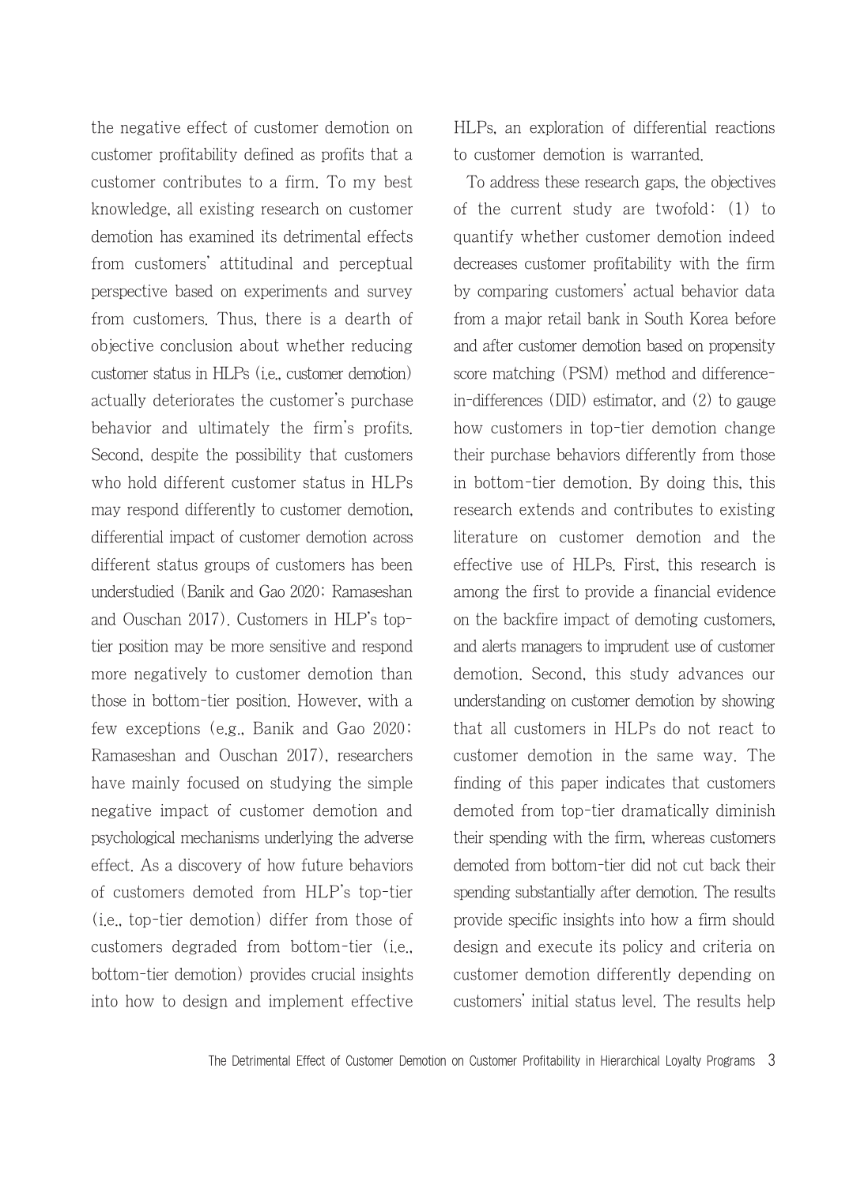the negative effect of customer demotion on customer profitability defined as profits that a customer contributes to a firm. To my best knowledge, all existing research on customer demotion has examined its detrimental effects from customers' attitudinal and perceptual perspective based on experiments and survey from customers. Thus, there is a dearth of objective conclusion about whether reducing customer status in HLPs (i.e., customer demotion) actually deteriorates the customer's purchase behavior and ultimately the firm's profits. Second, despite the possibility that customers who hold different customer status in HLPs may respond differently to customer demotion, differential impact of customer demotion across different status groups of customers has been understudied (Banik and Gao 2020; Ramaseshan and Ouschan 2017). Customers in HLP's top-tier position may be more sensitive and respond more negatively to customer demotion than those in bottom-tier position. However, with a few exceptions (e.g., Banik and Gao 2020; Ramaseshan and Ouschan 2017), researchers have mainly focused on studying the simple negative impact of customer demotion and psychological mechanisms underlying the adverse effect. As a discovery of how future behaviors of customers demoted from HLP's top-tier (i.e., top-tier demotion) differ from those of customers degraded from bottom-tier (i.e., bottom-tier demotion) provides crucial insights into how to design and implement effective HLPs, an exploration of differential reactions to customer demotion is warranted.

To address these research gaps, the objectives of the current study are twofold: (1) to quantify whether customer demotion indeed decreases customer profitability with the firm by comparing customers' actual behavior data from a major retail bank in South Korea before and after customer demotion based on propensity score matching (PSM) method and difference-in-differences (DID) estimator, and (2) to gauge how customers in top-tier demotion change their purchase behaviors differently from those in bottom-tier demotion. By doing this, this research extends and contributes to existing literature on customer demotion and the effective use of HLPs. First, this research is among the first to provide a financial evidence on the backfire impact of demoting customers, and alerts managers to imprudent use of customer demotion. Second, this study advances our understanding on customer demotion by showing that all customers in HLPs do not react to customer demotion in the same way. The finding of this paper indicates that customers demoted from top-tier dramatically diminish their spending with the firm, whereas customers demoted from bottom-tier did not cut back their spending substantially after demotion. The results provide specific insights into how a firm should design and execute its policy and criteria on customer demotion differently depending on customers' initial status level. The results help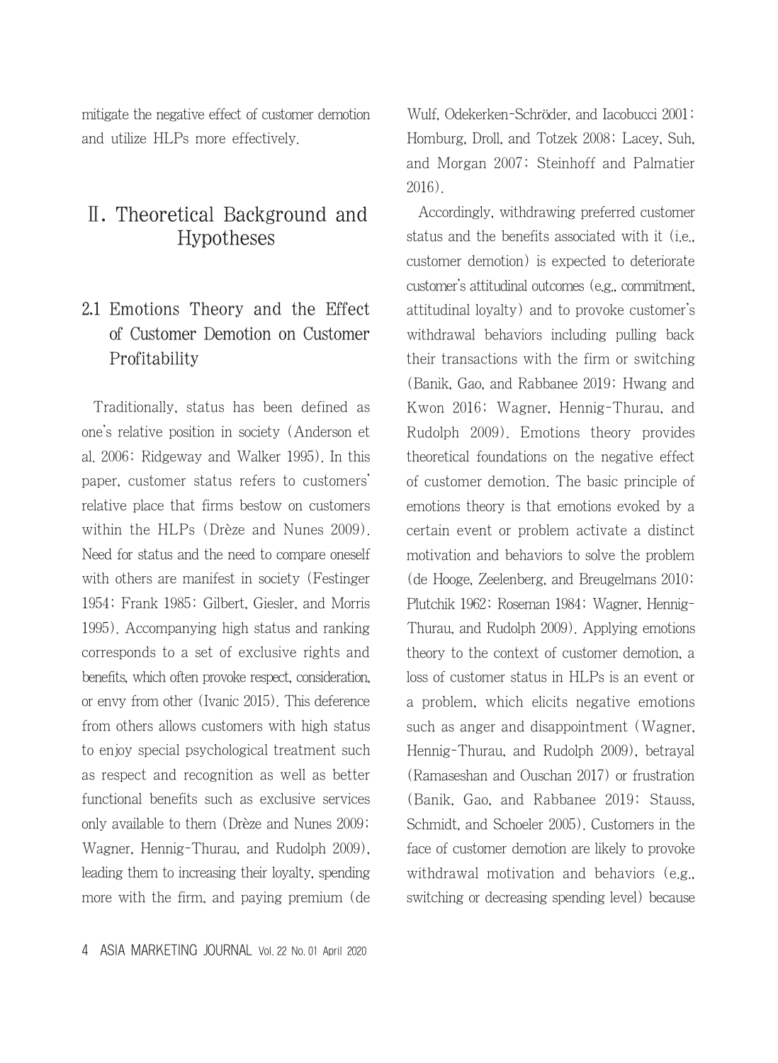mitigate the negative effect of customer demotion and utilize HLPs more effectively.

# Ⅱ. Theoretical Background and Hypotheses

## 2.1 Emotions Theory and the Effect of Customer Demotion on Customer Profitability

Traditionally, status has been defined as one's relative position in society (Anderson et al. 2006; Ridgeway and Walker 1995). In this paper, customer status refers to customers' relative place that firms bestow on customers within the HLPs (Drèze and Nunes 2009). Need for status and the need to compare oneself with others are manifest in society (Festinger 1954; Frank 1985; Gilbert, Giesler, and Morris 1995). Accompanying high status and ranking corresponds to a set of exclusive rights and benefits, which often provoke respect, consideration, or envy from other (Ivanic 2015). This deference from others allows customers with high status to enjoy special psychological treatment such as respect and recognition as well as better functional benefits such as exclusive services only available to them (Drèze and Nunes 2009; Wagner, Hennig-Thurau, and Rudolph 2009), leading them to increasing their loyalty, spending more with the firm, and paying premium (de Wulf, Odekerken-Schröder, and Iacobucci 2001; Homburg, Droll, and Totzek 2008; Lacey, Suh, and Morgan 2007; Steinhoff and Palmatier 2016).

Accordingly, withdrawing preferred customer status and the benefits associated with it (i.e., customer demotion) is expected to deteriorate customer's attitudinal outcomes (e.g., commitment, attitudinal loyalty) and to provoke customer's withdrawal behaviors including pulling back their transactions with the firm or switching (Banik, Gao, and Rabbanee 2019; Hwang and Kwon 2016; Wagner, Hennig-Thurau, and Rudolph 2009). Emotions theory provides theoretical foundations on the negative effect of customer demotion. The basic principle of emotions theory is that emotions evoked by a certain event or problem activate a distinct motivation and behaviors to solve the problem (de Hooge, Zeelenberg, and Breugelmans 2010; Plutchik 1962; Roseman 1984; Wagner, Hennig-Thurau, and Rudolph 2009). Applying emotions theory to the context of customer demotion, a loss of customer status in HLPs is an event or a problem, which elicits negative emotions such as anger and disappointment (Wagner, Hennig-Thurau, and Rudolph 2009), betrayal (Ramaseshan and Ouschan 2017) or frustration (Banik, Gao, and Rabbanee 2019; Stauss, Schmidt, and Schoeler 2005). Customers in the face of customer demotion are likely to provoke withdrawal motivation and behaviors (e.g., switching or decreasing spending level) because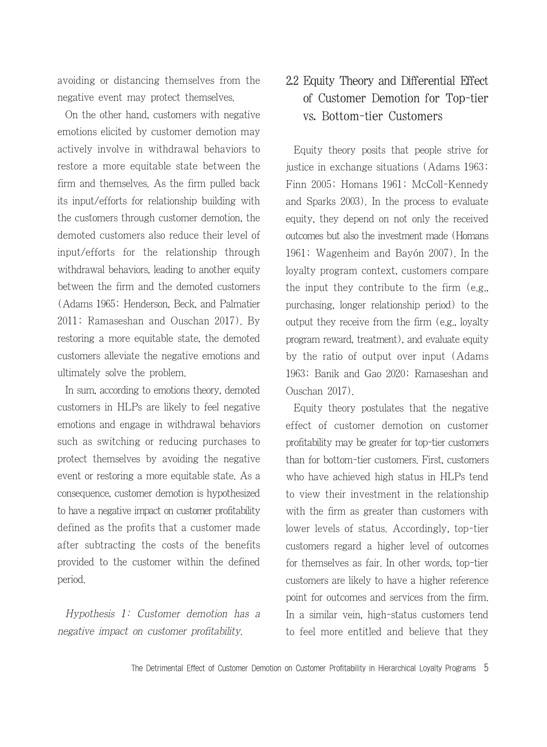avoiding or distancing themselves from the negative event may protect themselves.

On the other hand, customers with negative emotions elicited by customer demotion may actively involve in withdrawal behaviors to restore a more equitable state between the firm and themselves. As the firm pulled back its input/efforts for relationship building with the customers through customer demotion, the demoted customers also reduce their level of input/efforts for the relationship through withdrawal behaviors, leading to another equity between the firm and the demoted customers (Adams 1965; Henderson, Beck, and Palmatier 2011; Ramaseshan and Ouschan 2017). By restoring a more equitable state, the demoted customers alleviate the negative emotions and ultimately solve the problem.

In sum, according to emotions theory, demoted customers in HLPs are likely to feel negative emotions and engage in withdrawal behaviors such as switching or reducing purchases to protect themselves by avoiding the negative event or restoring a more equitable state. As a consequence, customer demotion is hypothesized to have a negative impact on customer profitability defined as the profits that a customer made after subtracting the costs of the benefits provided to the customer within the defined period.

*Hypothesis 1: Customer demotion has a negative impact on customer profitability.*

## 2.2 Equity Theory and Differential Effect of Customer Demotion for Top-tier vs. Bottom-tier Customers

Equity theory posits that people strive for justice in exchange situations (Adams 1963; Finn 2005; Homans 1961; McColl-Kennedy and Sparks 2003). In the process to evaluate equity, they depend on not only the received outcomes but also the investment made (Homans 1961; Wagenheim and Bayón 2007). In the loyalty program context, customers compare the input they contribute to the firm (e.g., purchasing, longer relationship period) to the output they receive from the firm (e.g., loyalty program reward, treatment), and evaluate equity by the ratio of output over input (Adams 1963; Banik and Gao 2020; Ramaseshan and Ouschan 2017).

Equity theory postulates that the negative effect of customer demotion on customer profitability may be greater for top-tier customers than for bottom-tier customers. First, customers who have achieved high status in HLPs tend to view their investment in the relationship with the firm as greater than customers with lower levels of status. Accordingly, top-tier customers regard a higher level of outcomes for themselves as fair. In other words, top-tier customers are likely to have a higher reference point for outcomes and services from the firm. In a similar vein, high-status customers tend to feel more entitled and believe that they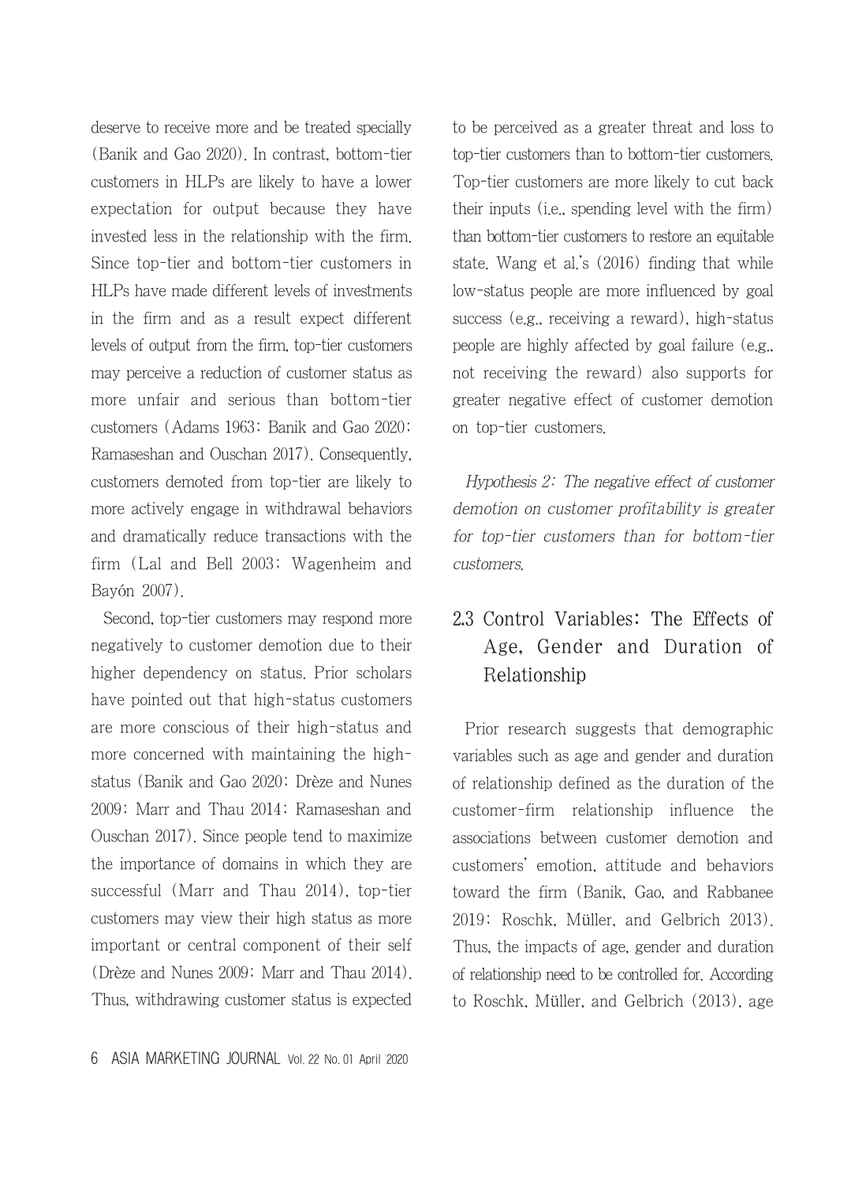deserve to receive more and be treated specially (Banik and Gao 2020). In contrast, bottom-tier customers in HLPs are likely to have a lower expectation for output because they have invested less in the relationship with the firm. Since top-tier and bottom-tier customers in HLPs have made different levels of investments in the firm and as a result expect different levels of output from the firm, top-tier customers may perceive a reduction of customer status as more unfair and serious than bottom-tier customers (Adams 1963; Banik and Gao 2020; Ramaseshan and Ouschan 2017). Consequently, customers demoted from top-tier are likely to more actively engage in withdrawal behaviors and dramatically reduce transactions with the firm (Lal and Bell 2003; Wagenheim and Bayón 2007).

Second, top-tier customers may respond more negatively to customer demotion due to their higher dependency on status. Prior scholars have pointed out that high-status customers are more conscious of their high-status and more concerned with maintaining the high-status (Banik and Gao 2020; Drèze and Nunes 2009; Marr and Thau 2014; Ramaseshan and Ouschan 2017). Since people tend to maximize the importance of domains in which they are successful (Marr and Thau 2014), top-tier customers may view their high status as more important or central component of their self (Drèze and Nunes 2009; Marr and Thau 2014). Thus, withdrawing customer status is expected to be perceived as a greater threat and loss to top-tier customers than to bottom-tier customers. Top-tier customers are more likely to cut back their inputs (i.e., spending level with the firm) than bottom-tier customers to restore an equitable state. Wang et al.'s (2016) finding that while low-status people are more influenced by goal success (e.g., receiving a reward), high-status people are highly affected by goal failure (e.g., not receiving the reward) also supports for greater negative effect of customer demotion on top-tier customers.

*Hypothesis 2: The negative effect of customer demotion on customer profitability is greater for top-tier customers than for bottom-tier customers.*

## 2.3 Control Variables: The Effects of Age, Gender and Duration of Relationship

Prior research suggests that demographic variables such as age and gender and duration of relationship defined as the duration of the customer-firm relationship influence the associations between customer demotion and customers' emotion, attitude and behaviors toward the firm (Banik, Gao, and Rabbanee 2019; Roschk, Müller, and Gelbrich 2013). Thus, the impacts of age, gender and duration of relationship need to be controlled for. According to Roschk, Müller, and Gelbrich (2013), age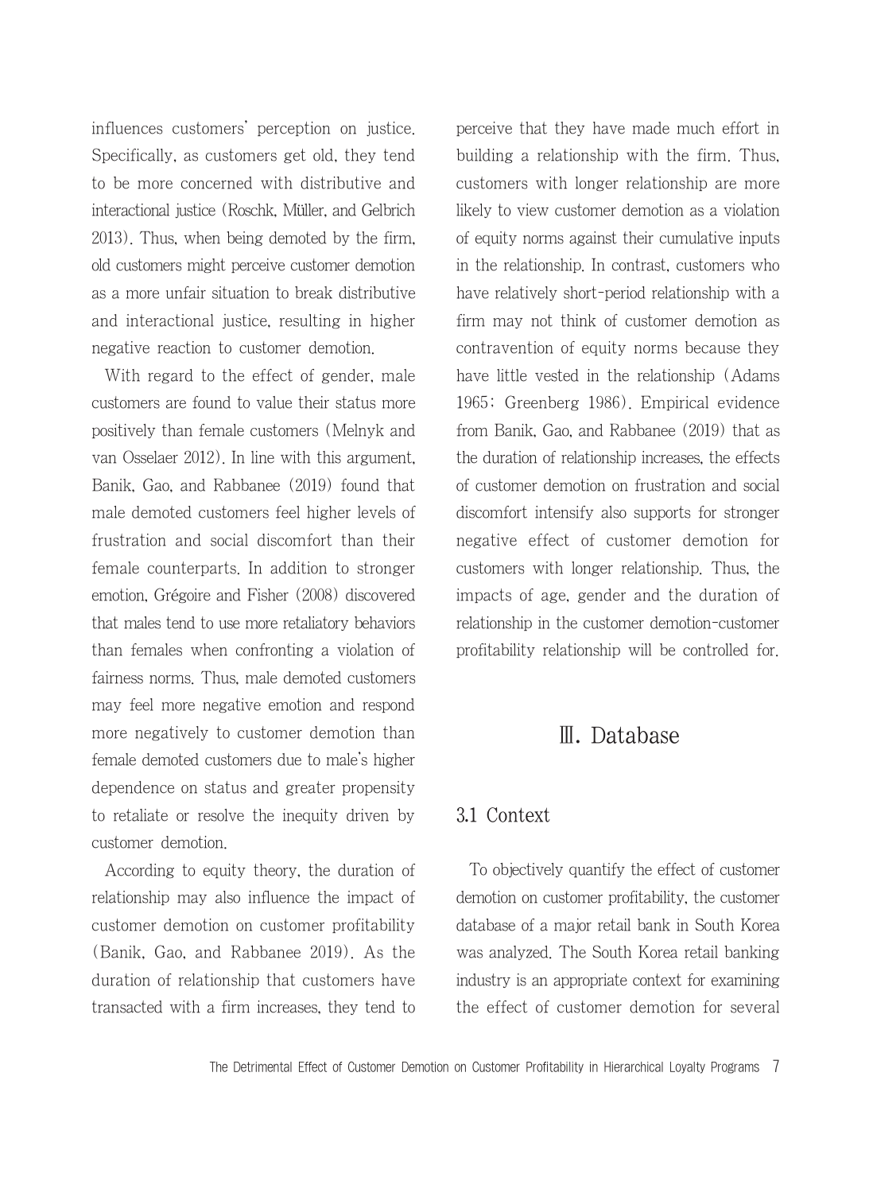influences customers' perception on justice. Specifically, as customers get old, they tend to be more concerned with distributive and interactional justice (Roschk, Müller, and Gelbrich 2013). Thus, when being demoted by the firm, old customers might perceive customer demotion as a more unfair situation to break distributive and interactional justice, resulting in higher negative reaction to customer demotion.

With regard to the effect of gender, male customers are found to value their status more positively than female customers (Melnyk and van Osselaer 2012). In line with this argument, Banik, Gao, and Rabbanee (2019) found that male demoted customers feel higher levels of frustration and social discomfort than their female counterparts. In addition to stronger emotion, Grégoire and Fisher (2008) discovered that males tend to use more retaliatory behaviors than females when confronting a violation of fairness norms. Thus, male demoted customers may feel more negative emotion and respond more negatively to customer demotion than female demoted customers due to male's higher dependence on status and greater propensity to retaliate or resolve the inequity driven by customer demotion.

According to equity theory, the duration of relationship may also influence the impact of customer demotion on customer profitability (Banik, Gao, and Rabbanee 2019). As the duration of relationship that customers have transacted with a firm increases, they tend to perceive that they have made much effort in building a relationship with the firm. Thus, customers with longer relationship are more likely to view customer demotion as a violation of equity norms against their cumulative inputs in the relationship. In contrast, customers who have relatively short-period relationship with a firm may not think of customer demotion as contravention of equity norms because they have little vested in the relationship (Adams 1965; Greenberg 1986). Empirical evidence from Banik, Gao, and Rabbanee (2019) that as the duration of relationship increases, the effects of customer demotion on frustration and social discomfort intensify also supports for stronger negative effect of customer demotion for customers with longer relationship. Thus, the impacts of age, gender and the duration of relationship in the customer demotion-customer profitability relationship will be controlled for.

# Ⅲ. Database

## 3.1 Context

To objectively quantify the effect of customer demotion on customer profitability, the customer database of a major retail bank in South Korea was analyzed. The South Korea retail banking industry is an appropriate context for examining the effect of customer demotion for several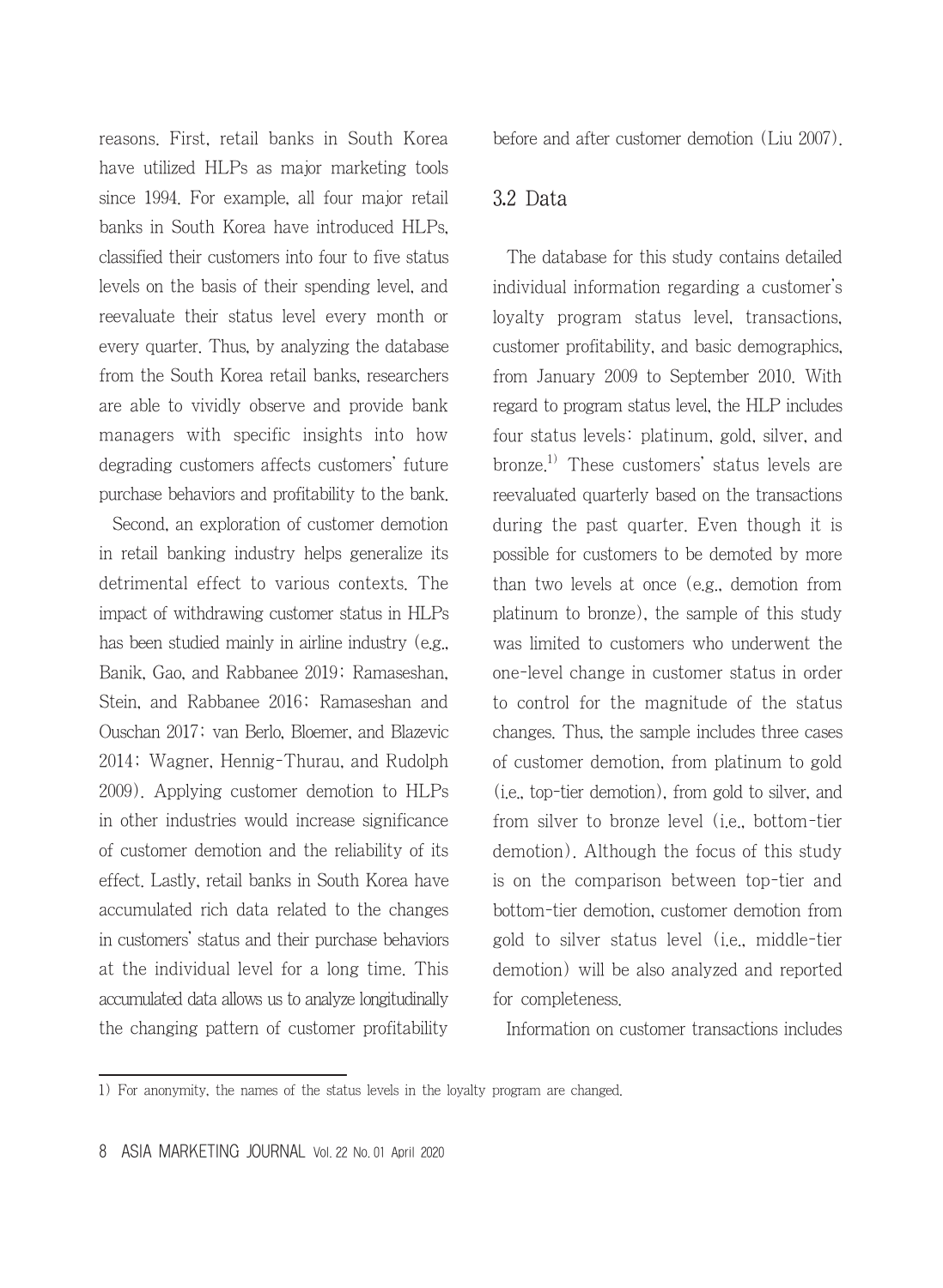reasons. First, retail banks in South Korea have utilized HLPs as major marketing tools since 1994. For example, all four major retail banks in South Korea have introduced HLPs, classified their customers into four to five status levels on the basis of their spending level, and reevaluate their status level every month or every quarter. Thus, by analyzing the database from the South Korea retail banks, researchers are able to vividly observe and provide bank managers with specific insights into how degrading customers affects customers' future purchase behaviors and profitability to the bank.

Second, an exploration of customer demotion in retail banking industry helps generalize its detrimental effect to various contexts. The impact of withdrawing customer status in HLPs has been studied mainly in airline industry (e.g., Banik, Gao, and Rabbanee 2019; Ramaseshan, Stein, and Rabbanee 2016; Ramaseshan and Ouschan 2017; van Berlo, Bloemer, and Blazevic 2014; Wagner, Hennig-Thurau, and Rudolph 2009). Applying customer demotion to HLPs in other industries would increase significance of customer demotion and the reliability of its effect. Lastly, retail banks in South Korea have accumulated rich data related to the changes in customers' status and their purchase behaviors at the individual level for a long time. This accumulated data allows us to analyze longitudinally the changing pattern of customer profitability before and after customer demotion (Liu 2007).

## 3.2 Data

The database for this study contains detailed individual information regarding a customer's loyalty program status level, transactions, customer profitability, and basic demographics, from January 2009 to September 2010. With regard to program status level, the HLP includes four status levels: platinum, gold, silver, and bronze.[1] These customers' status levels are reevaluated quarterly based on the transactions during the past quarter. Even though it is possible for customers to be demoted by more than two levels at once (e.g., demotion from platinum to bronze), the sample of this study was limited to customers who underwent the one-level change in customer status in order to control for the magnitude of the status changes. Thus, the sample includes three cases of customer demotion, from platinum to gold (i.e., top-tier demotion), from gold to silver, and from silver to bronze level (i.e., bottom-tier demotion). Although the focus of this study is on the comparison between top-tier and bottom-tier demotion, customer demotion from gold to silver status level (i.e., middle-tier demotion) will be also analyzed and reported for completeness.

Information on customer transactions includes

1) For anonymity, the names of the status levels in the loyalty program are changed.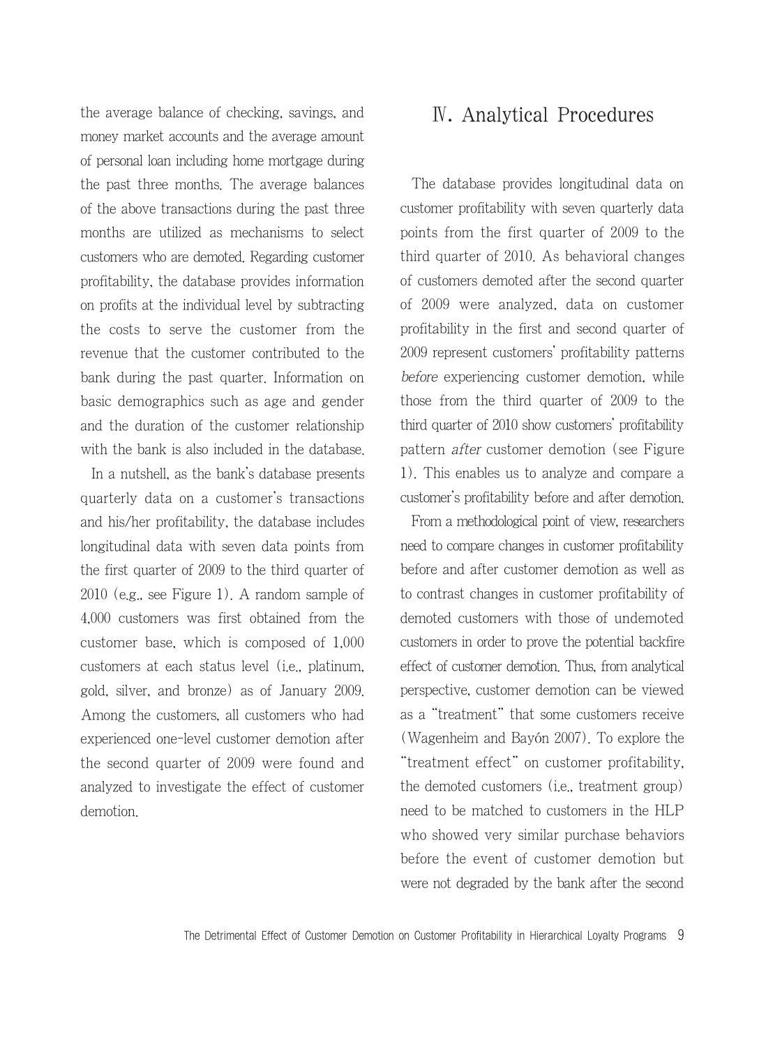the average balance of checking, savings, and money market accounts and the average amount of personal loan including home mortgage during the past three months. The average balances of the above transactions during the past three months are utilized as mechanisms to select customers who are demoted. Regarding customer profitability, the database provides information on profits at the individual level by subtracting the costs to serve the customer from the revenue that the customer contributed to the bank during the past quarter. Information on basic demographics such as age and gender and the duration of the customer relationship with the bank is also included in the database.

In a nutshell, as the bank's database presents quarterly data on a customer's transactions and his/her profitability, the database includes longitudinal data with seven data points from the first quarter of 2009 to the third quarter of 2010 (e.g., see Figure 1). A random sample of 4,000 customers was first obtained from the customer base, which is composed of 1,000 customers at each status level (i.e., platinum, gold, silver, and bronze) as of January 2009. Among the customers, all customers who had experienced one-level customer demotion after the second quarter of 2009 were found and analyzed to investigate the effect of customer demotion.

# Ⅳ. Analytical Procedures

The database provides longitudinal data on customer profitability with seven quarterly data points from the first quarter of 2009 to the third quarter of 2010. As behavioral changes of customers demoted after the second quarter of 2009 were analyzed, data on customer profitability in the first and second quarter of 2009 represent customers' profitability patterns *before* experiencing customer demotion, while those from the third quarter of 2009 to the third quarter of 2010 show customers' profitability pattern *after* customer demotion (see Figure 1). This enables us to analyze and compare a customer's profitability before and after demotion.

From a methodological point of view, researchers need to compare changes in customer profitability before and after customer demotion as well as to contrast changes in customer profitability of demoted customers with those of undemoted customers in order to prove the potential backfire effect of customer demotion. Thus, from analytical perspective, customer demotion can be viewed as a "treatment" that some customers receive (Wagenheim and Bayón 2007). To explore the "treatment effect" on customer profitability, the demoted customers (i.e., treatment group) need to be matched to customers in the HLP who showed very similar purchase behaviors before the event of customer demotion but were not degraded by the bank after the second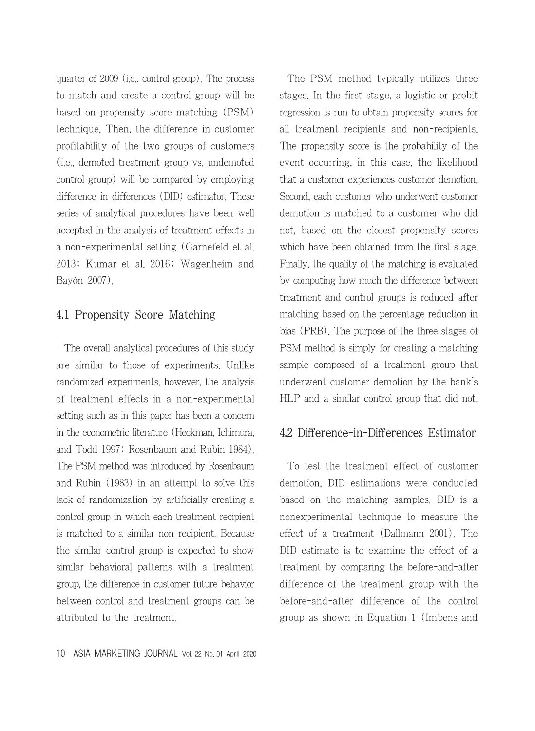quarter of 2009 (i.e., control group). The process to match and create a control group will be based on propensity score matching (PSM) technique. Then, the difference in customer profitability of the two groups of customers (i.e., demoted treatment group vs. undemoted control group) will be compared by employing difference-in-differences (DID) estimator. These series of analytical procedures have been well accepted in the analysis of treatment effects in a non-experimental setting (Garnefeld et al. 2013; Kumar et al. 2016; Wagenheim and Bayón 2007).

## 4.1 Propensity Score Matching

The overall analytical procedures of this study are similar to those of experiments. Unlike randomized experiments, however, the analysis of treatment effects in a non-experimental setting such as in this paper has been a concern in the econometric literature (Heckman, Ichimura, and Todd 1997; Rosenbaum and Rubin 1984). The PSM method was introduced by Rosenbaum and Rubin (1983) in an attempt to solve this lack of randomization by artificially creating a control group in which each treatment recipient is matched to a similar non-recipient. Because the similar control group is expected to show similar behavioral patterns with a treatment group, the difference in customer future behavior between control and treatment groups can be attributed to the treatment.

The PSM method typically utilizes three stages. In the first stage, a logistic or probit regression is run to obtain propensity scores for all treatment recipients and non-recipients. The propensity score is the probability of the event occurring, in this case, the likelihood that a customer experiences customer demotion. Second, each customer who underwent customer demotion is matched to a customer who did not, based on the closest propensity scores which have been obtained from the first stage. Finally, the quality of the matching is evaluated by computing how much the difference between treatment and control groups is reduced after matching based on the percentage reduction in bias (PRB). The purpose of the three stages of PSM method is simply for creating a matching sample composed of a treatment group that underwent customer demotion by the bank's HLP and a similar control group that did not.

## 4.2 Difference-in-Differences Estimator

To test the treatment effect of customer demotion, DID estimations were conducted based on the matching samples. DID is a nonexperimental technique to measure the effect of a treatment (Dallmann 2001). The DID estimate is to examine the effect of a treatment by comparing the before-and-after difference of the treatment group with the before-and-after difference of the control group as shown in Equation 1 (Imbens and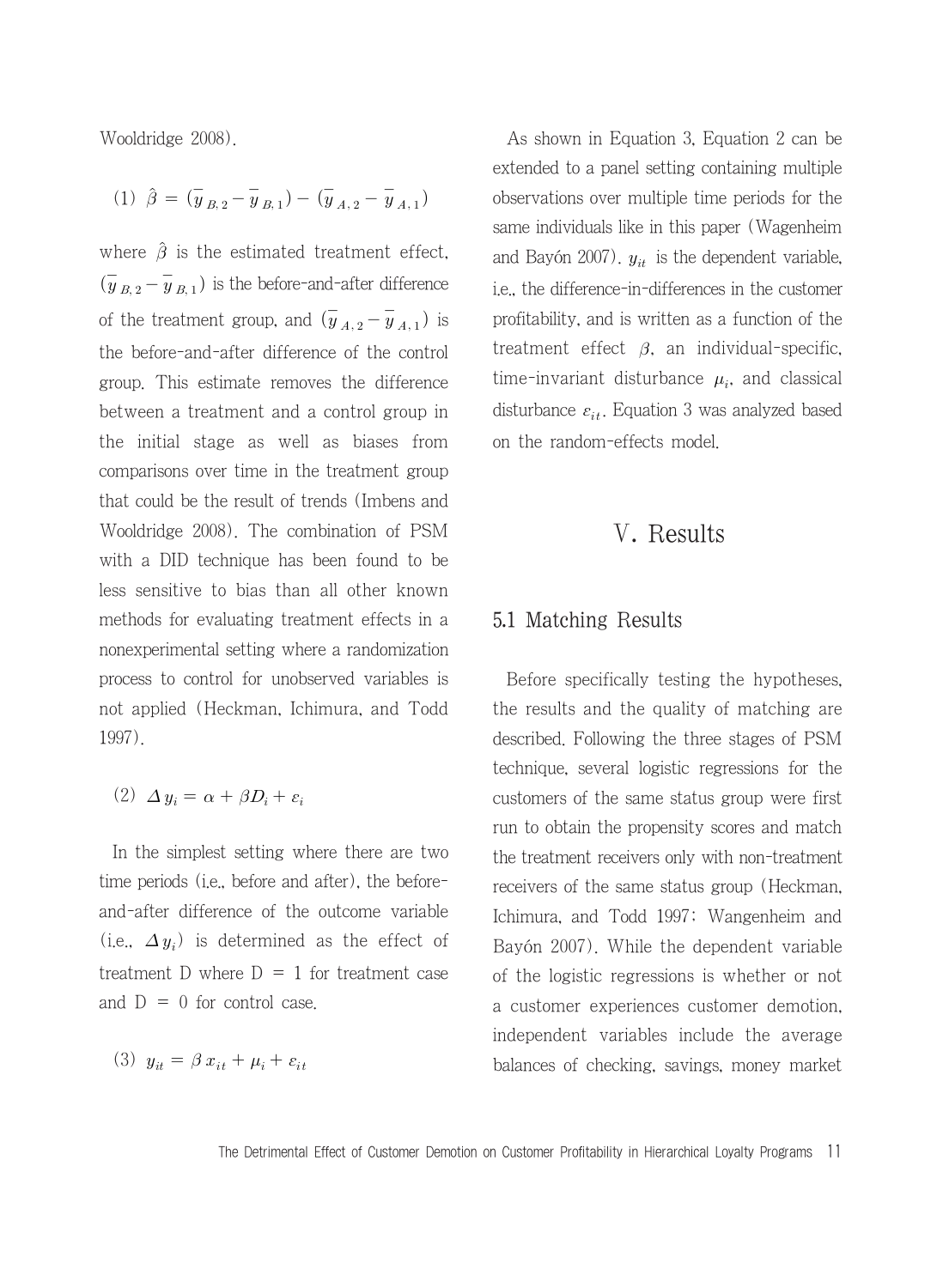Wooldridge 2008).

$$(1)\ \hat{\beta} = (\bar{y}_{B,2} - \bar{y}_{B,1}) - (\bar{y}_{A,2} - \bar{y}_{A,1})$$

where $\hat{\beta}$ is the estimated treatment effect, $(\bar{y}_{B,2} - \bar{y}_{B,1})$ is the before-and-after difference of the treatment group, and $(\bar{y}_{A,2} - \bar{y}_{A,1})$ is the before-and-after difference of the control group. This estimate removes the difference between a treatment and a control group in the initial stage as well as biases from comparisons over time in the treatment group that could be the result of trends (Imbens and Wooldridge 2008). The combination of PSM with a DID technique has been found to be less sensitive to bias than all other known methods for evaluating treatment effects in a nonexperimental setting where a randomization process to control for unobserved variables is not applied (Heckman, Ichimura, and Todd 1997).

$$(2)\ \Delta y_i = \alpha + \beta D_i + \varepsilon_i$$

In the simplest setting where there are two time periods (i.e., before and after), the before-and-after difference of the outcome variable (i.e., $\Delta y_i$) is determined as the effect of treatment D where D = 1 for treatment case and D = 0 for control case.

$$(3)\ y_{it} = \beta x_{it} + \mu_i + \varepsilon_{it}$$

As shown in Equation 3, Equation 2 can be extended to a panel setting containing multiple observations over multiple time periods for the same individuals like in this paper (Wagenheim and Bayón 2007). $y_{it}$ is the dependent variable, i.e., the difference-in-differences in the customer profitability, and is written as a function of the treatment effect $\beta$, an individual-specific, time-invariant disturbance $\mu_i$, and classical disturbance $\varepsilon_{it}$. Equation 3 was analyzed based on the random-effects model.

# V. Results

## 5.1 Matching Results

Before specifically testing the hypotheses, the results and the quality of matching are described. Following the three stages of PSM technique, several logistic regressions for the customers of the same status group were first run to obtain the propensity scores and match the treatment receivers only with non-treatment receivers of the same status group (Heckman, Ichimura, and Todd 1997; Wangenheim and Bayón 2007). While the dependent variable of the logistic regressions is whether or not a customer experiences customer demotion, independent variables include the average balances of checking, savings, money market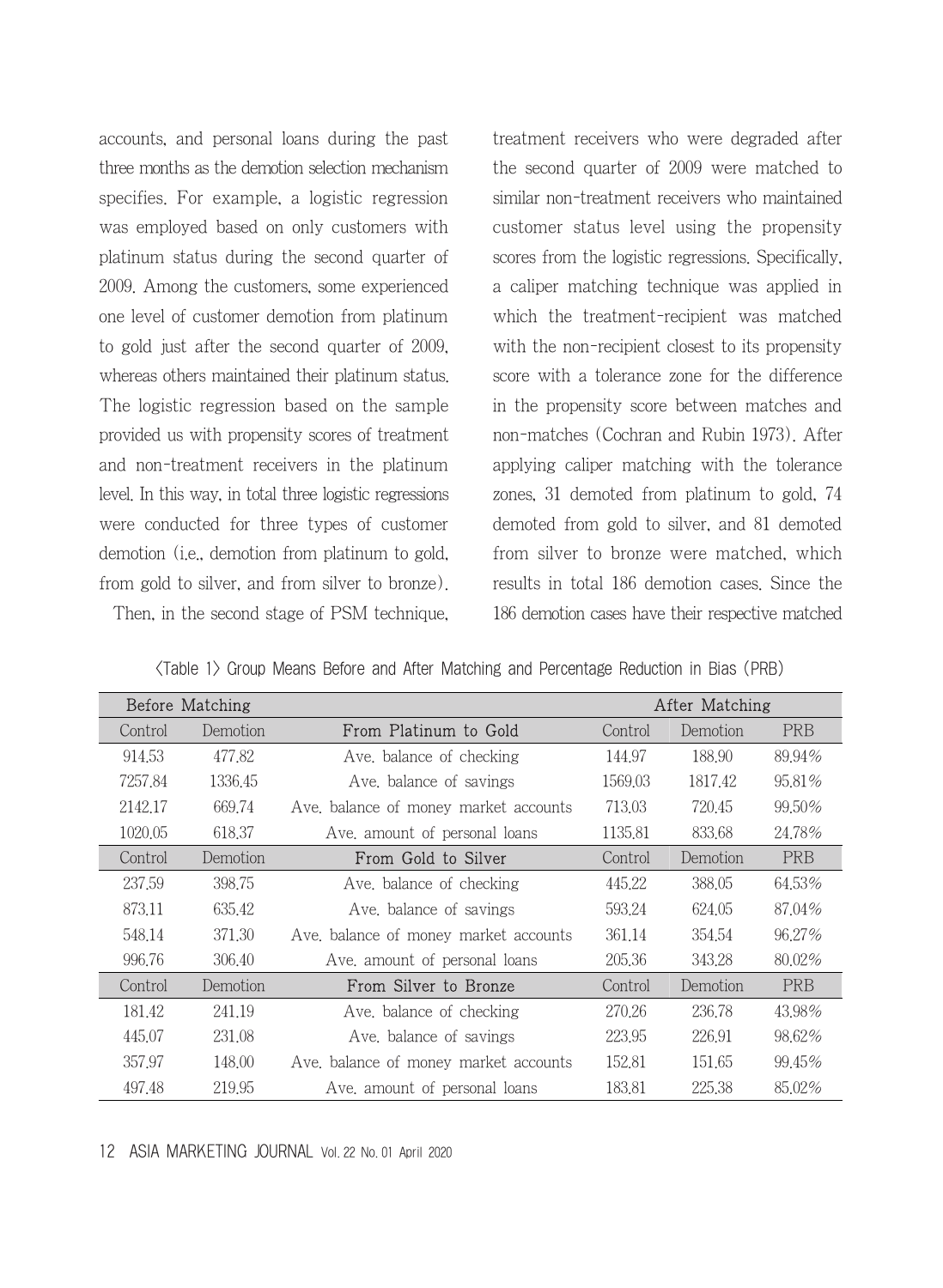accounts, and personal loans during the past three months as the demotion selection mechanism specifies. For example, a logistic regression was employed based on only customers with platinum status during the second quarter of 2009. Among the customers, some experienced one level of customer demotion from platinum to gold just after the second quarter of 2009, whereas others maintained their platinum status. The logistic regression based on the sample provided us with propensity scores of treatment and non-treatment receivers in the platinum level. In this way, in total three logistic regressions were conducted for three types of customer demotion (i.e., demotion from platinum to gold, from gold to silver, and from silver to bronze).

Then, in the second stage of PSM technique, treatment receivers who were degraded after the second quarter of 2009 were matched to similar non-treatment receivers who maintained customer status level using the propensity scores from the logistic regressions. Specifically, a caliper matching technique was applied in which the treatment-recipient was matched with the non-recipient closest to its propensity score with a tolerance zone for the difference in the propensity score between matches and non-matches (Cochran and Rubin 1973). After applying caliper matching with the tolerance zones, 31 demoted from platinum to gold, 74 demoted from gold to silver, and 81 demoted from silver to bronze were matched, which results in total 186 demotion cases. Since the 186 demotion cases have their respective matched

〈Table 1〉 Group Means Before and After Matching and Percentage Reduction in Bias (PRB)

| Before Matching | | | After Matching | | |
|---|---|---|---|---|---|
| Control | Demotion | From Platinum to Gold | Control | Demotion | PRB |
| 914.53 | 477.82 | Ave. balance of checking | 144.97 | 188.90 | 89.94% |
| 7257.84 | 1336.45 | Ave. balance of savings | 1569.03 | 1817.42 | 95.81% |
| 2142.17 | 669.74 | Ave. balance of money market accounts | 713.03 | 720.45 | 99.50% |
| 1020.05 | 618.37 | Ave. amount of personal loans | 1135.81 | 833.68 | 24.78% |
| Control | Demotion | From Gold to Silver | Control | Demotion | PRB |
| 237.59 | 398.75 | Ave. balance of checking | 445.22 | 388.05 | 64.53% |
| 873.11 | 635.42 | Ave. balance of savings | 593.24 | 624.05 | 87.04% |
| 548.14 | 371.30 | Ave. balance of money market accounts | 361.14 | 354.54 | 96.27% |
| 996.76 | 306.40 | Ave. amount of personal loans | 205.36 | 343.28 | 80.02% |
| Control | Demotion | From Silver to Bronze | Control | Demotion | PRB |
| 181.42 | 241.19 | Ave. balance of checking | 270.26 | 236.78 | 43.98% |
| 445.07 | 231.08 | Ave. balance of savings | 223.95 | 226.91 | 98.62% |
| 357.97 | 148.00 | Ave. balance of money market accounts | 152.81 | 151.65 | 99.45% |
| 497.48 | 219.95 | Ave. amount of personal loans | 183.81 | 225.38 | 85.02% |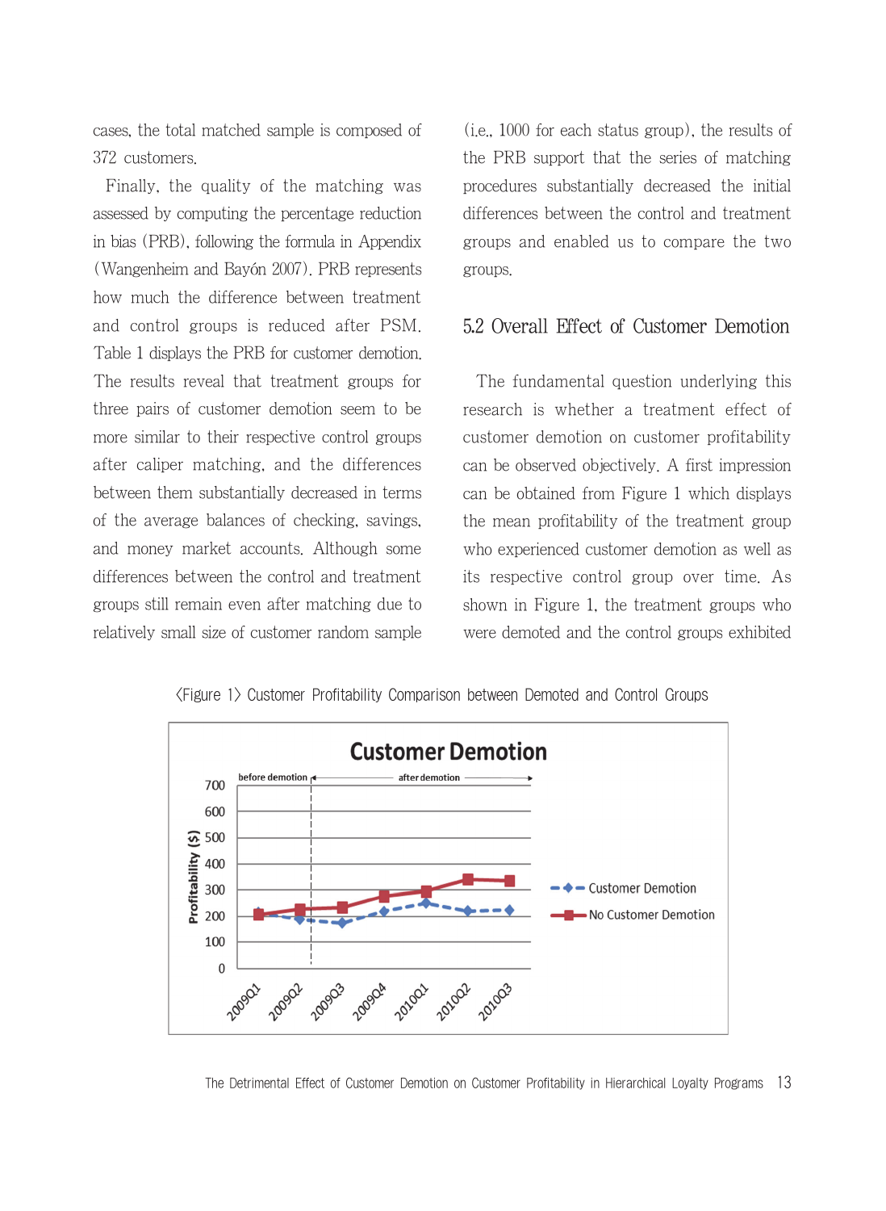cases, the total matched sample is composed of 372 customers.

Finally, the quality of the matching was assessed by computing the percentage reduction in bias (PRB), following the formula in Appendix (Wangenheim and Bayón 2007). PRB represents how much the difference between treatment and control groups is reduced after PSM. Table 1 displays the PRB for customer demotion. The results reveal that treatment groups for three pairs of customer demotion seem to be more similar to their respective control groups after caliper matching, and the differences between them substantially decreased in terms of the average balances of checking, savings, and money market accounts. Although some differences between the control and treatment groups still remain even after matching due to relatively small size of customer random sample (i.e., 1000 for each status group), the results of the PRB support that the series of matching procedures substantially decreased the initial differences between the control and treatment groups and enabled us to compare the two groups.

## 5.2 Overall Effect of Customer Demotion

The fundamental question underlying this research is whether a treatment effect of customer demotion on customer profitability can be observed objectively. A first impression can be obtained from Figure 1 which displays the mean profitability of the treatment group who experienced customer demotion as well as its respective control group over time. As shown in Figure 1, the treatment groups who were demoted and the control groups exhibited

〈Figure 1〉 Customer Profitability Comparison between Demoted and Control Groups

Customer Demotion

before demotion

after demotion

Profitability ($)

700
600
500
400
300
200
100
0

2009Q1
2009Q2
2009Q3
2009Q4
2010Q1
2010Q2
2010Q3

Customer Demotion

No Customer Demotion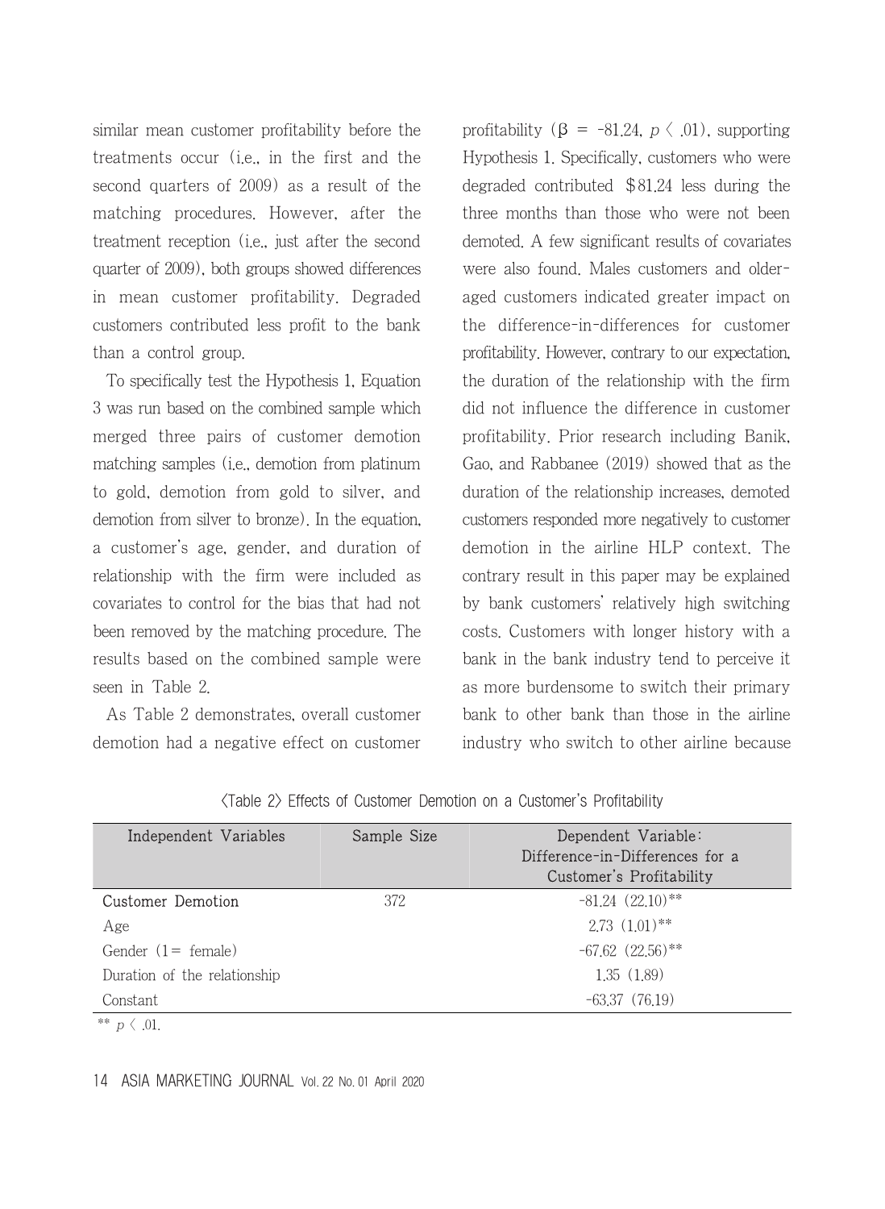similar mean customer profitability before the treatments occur (i.e., in the first and the second quarters of 2009) as a result of the matching procedures. However, after the treatment reception (i.e., just after the second quarter of 2009), both groups showed differences in mean customer profitability. Degraded customers contributed less profit to the bank than a control group.

To specifically test the Hypothesis 1, Equation 3 was run based on the combined sample which merged three pairs of customer demotion matching samples (i.e., demotion from platinum to gold, demotion from gold to silver, and demotion from silver to bronze). In the equation, a customer's age, gender, and duration of relationship with the firm were included as covariates to control for the bias that had not been removed by the matching procedure. The results based on the combined sample were seen in Table 2.

As Table 2 demonstrates, overall customer demotion had a negative effect on customer profitability ($\beta$ = -81.24, $p < .01$), supporting Hypothesis 1. Specifically, customers who were degraded contributed ＄81.24 less during the three months than those who were not been demoted. A few significant results of covariates were also found. Males customers and older-aged customers indicated greater impact on the difference-in-differences for customer profitability. However, contrary to our expectation, the duration of the relationship with the firm did not influence the difference in customer profitability. Prior research including Banik, Gao, and Rabbanee (2019) showed that as the duration of the relationship increases, demoted customers responded more negatively to customer demotion in the airline HLP context. The contrary result in this paper may be explained by bank customers' relatively high switching costs. Customers with longer history with a bank in the bank industry tend to perceive it as more burdensome to switch their primary bank to other bank than those in the airline industry who switch to other airline because

〈Table 2〉 Effects of Customer Demotion on a Customer's Profitability

| Independent Variables | Sample Size | Dependent Variable: Difference-in-Differences for a Customer's Profitability |
|---|---|---|
| Customer Demotion | 372 | -81.24 (22.10)** |
| Age | | 2.73 (1.01)** |
| Gender (1= female) | | -67.62 (22.56)** |
| Duration of the relationship | | 1.35 (1.89) |
| Constant | | -63.37 (76.19) |

** $p < .01$.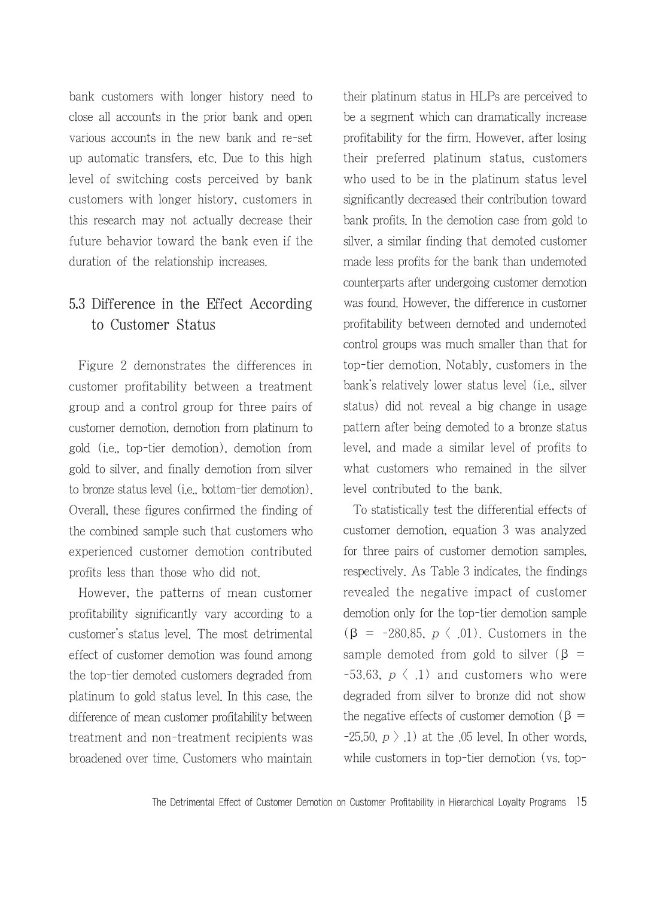bank customers with longer history need to close all accounts in the prior bank and open various accounts in the new bank and re-set up automatic transfers, etc. Due to this high level of switching costs perceived by bank customers with longer history, customers in this research may not actually decrease their future behavior toward the bank even if the duration of the relationship increases.

## 5.3 Difference in the Effect According to Customer Status

Figure 2 demonstrates the differences in customer profitability between a treatment group and a control group for three pairs of customer demotion, demotion from platinum to gold (i.e., top-tier demotion), demotion from gold to silver, and finally demotion from silver to bronze status level (i.e., bottom-tier demotion). Overall, these figures confirmed the finding of the combined sample such that customers who experienced customer demotion contributed profits less than those who did not.

However, the patterns of mean customer profitability significantly vary according to a customer's status level. The most detrimental effect of customer demotion was found among the top-tier demoted customers degraded from platinum to gold status level. In this case, the difference of mean customer profitability between treatment and non-treatment recipients was broadened over time. Customers who maintain their platinum status in HLPs are perceived to be a segment which can dramatically increase profitability for the firm. However, after losing their preferred platinum status, customers who used to be in the platinum status level significantly decreased their contribution toward bank profits. In the demotion case from gold to silver, a similar finding that demoted customer made less profits for the bank than undemoted counterparts after undergoing customer demotion was found. However, the difference in customer profitability between demoted and undemoted control groups was much smaller than that for top-tier demotion. Notably, customers in the bank's relatively lower status level (i.e., silver status) did not reveal a big change in usage pattern after being demoted to a bronze status level, and made a similar level of profits to what customers who remained in the silver level contributed to the bank.

To statistically test the differential effects of customer demotion, equation 3 was analyzed for three pairs of customer demotion samples, respectively. As Table 3 indicates, the findings revealed the negative impact of customer demotion only for the top-tier demotion sample ($\beta$ = -280.85, $p < .01$). Customers in the sample demoted from gold to silver ($\beta$ = -53.63, $p < .1$) and customers who were degraded from silver to bronze did not show the negative effects of customer demotion ($\beta$ = -25.50, $p > .1$) at the .05 level. In other words, while customers in top-tier demotion (vs. top-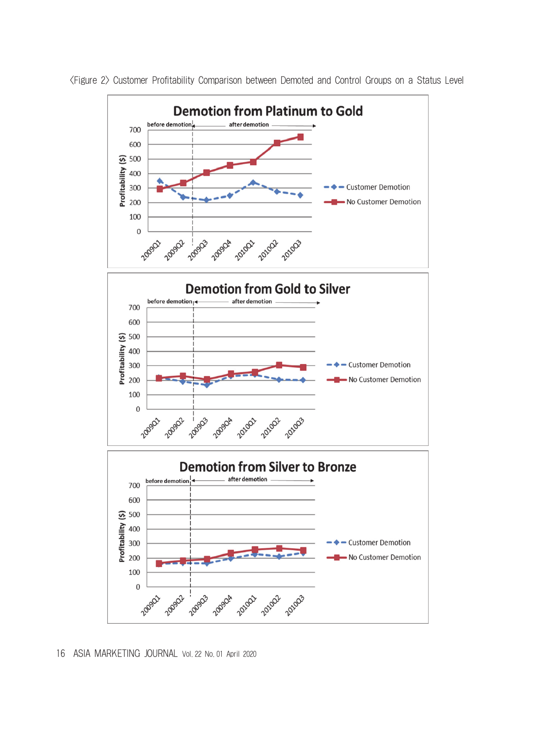〈Figure 2〉 Customer Profitability Comparison between Demoted and Control Groups on a Status Level

Demotion from Platinum to Gold

before demotion | after demotion

Profitability ($)

700
600
500
400
300
200
100
0

2009Q1 2009Q2 2009Q3 2009Q4 2010Q1 2010Q2 2010Q3

Customer Demotion
No Customer Demotion

Demotion from Gold to Silver

before demotion | after demotion

Profitability ($)

700
600
500
400
300
200
100
0

2009Q1 2009Q2 2009Q3 2009Q4 2010Q1 2010Q2 2010Q3

Customer Demotion
No Customer Demotion

Demotion from Silver to Bronze

before demotion | after demotion

Profitability ($)

700
600
500
400
300
200
100
0

2009Q1 2009Q2 2009Q3 2009Q4 2010Q1 2010Q2 2010Q3

Customer Demotion
No Customer Demotion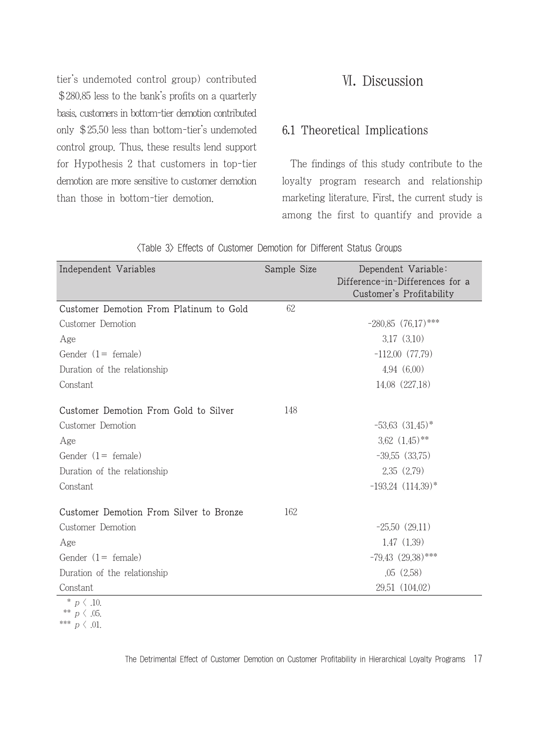tier's undemoted control group) contributed $280.85 less to the bank's profits on a quarterly basis, customers in bottom-tier demotion contributed only $25.50 less than bottom-tier's undemoted control group. Thus, these results lend support for Hypothesis 2 that customers in top-tier demotion are more sensitive to customer demotion than those in bottom-tier demotion.

# Ⅵ. Discussion

## 6.1 Theoretical Implications

The findings of this study contribute to the loyalty program research and relationship marketing literature. First, the current study is among the first to quantify and provide a

〈Table 3〉 Effects of Customer Demotion for Different Status Groups

| Independent Variables | Sample Size | Dependent Variable: Difference-in-Differences for a Customer's Profitability |
|---|---|---|
| Customer Demotion From Platinum to Gold | 62 | |
| Customer Demotion | | -280.85 (76.17)*** |
| Age | | 3.17 (3.10) |
| Gender (1= female) | | -112.00 (77.79) |
| Duration of the relationship | | 4.94 (6.00) |
| Constant | | 14.08 (227.18) |
| Customer Demotion From Gold to Silver | 148 | |
| Customer Demotion | | -53.63 (31.45)* |
| Age | | 3.62 (1.45)** |
| Gender (1= female) | | -39.55 (33.75) |
| Duration of the relationship | | 2.35 (2.79) |
| Constant | | -193.24 (114.39)* |
| Customer Demotion From Silver to Bronze | 162 | |
| Customer Demotion | | -25.50 (29.11) |
| Age | | 1.47 (1.39) |
| Gender (1= female) | | -79.43 (29.38)*** |
| Duration of the relationship | | .05 (2.58) |
| Constant | | 29.51 (104.02) |

\* $p < .10$.
\*\* $p < .05$.
\*\*\* $p < .01$.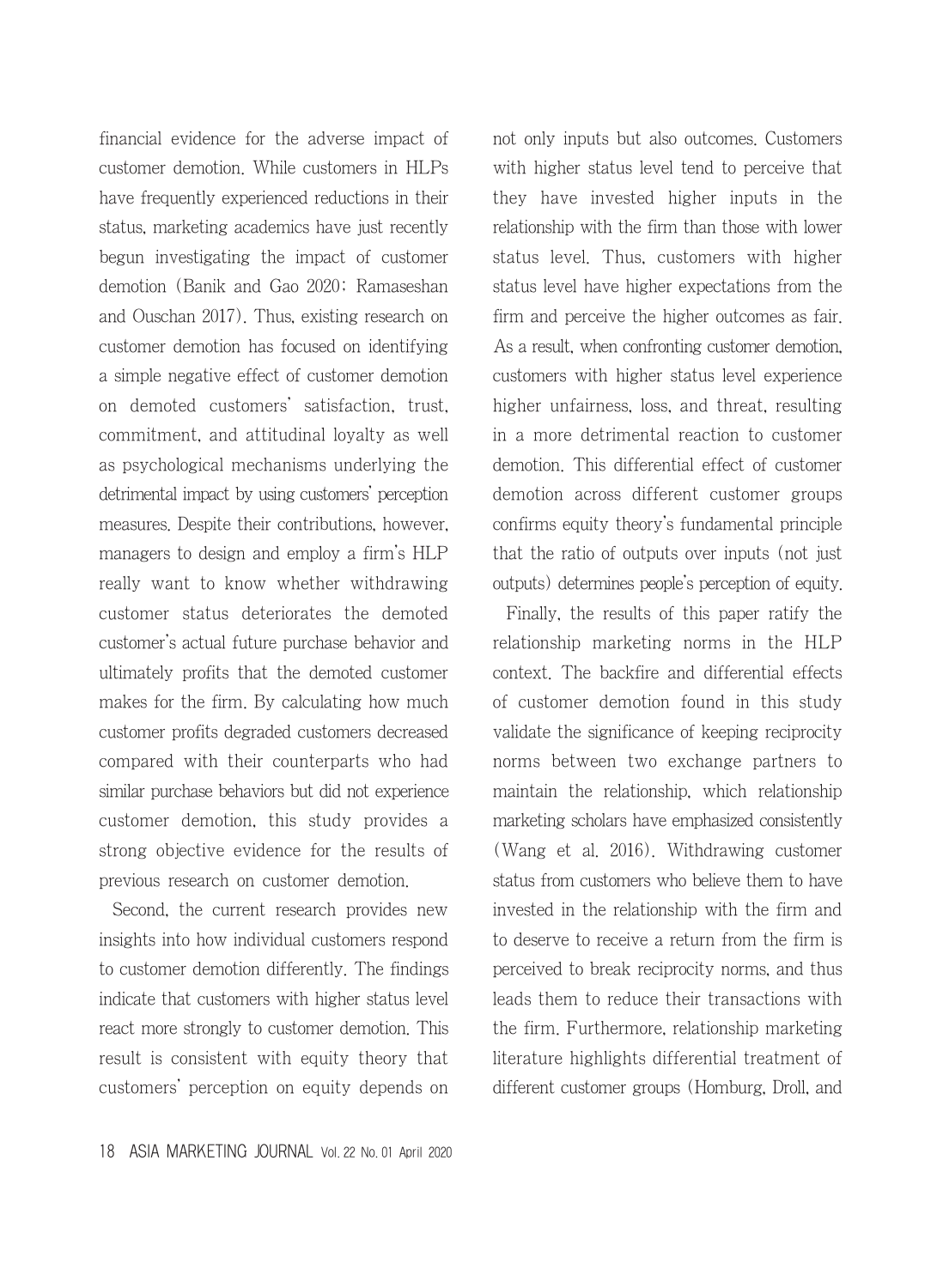financial evidence for the adverse impact of customer demotion. While customers in HLPs have frequently experienced reductions in their status, marketing academics have just recently begun investigating the impact of customer demotion (Banik and Gao 2020; Ramaseshan and Ouschan 2017). Thus, existing research on customer demotion has focused on identifying a simple negative effect of customer demotion on demoted customers' satisfaction, trust, commitment, and attitudinal loyalty as well as psychological mechanisms underlying the detrimental impact by using customers' perception measures. Despite their contributions, however, managers to design and employ a firm's HLP really want to know whether withdrawing customer status deteriorates the demoted customer's actual future purchase behavior and ultimately profits that the demoted customer makes for the firm. By calculating how much customer profits degraded customers decreased compared with their counterparts who had similar purchase behaviors but did not experience customer demotion, this study provides a strong objective evidence for the results of previous research on customer demotion.

Second, the current research provides new insights into how individual customers respond to customer demotion differently. The findings indicate that customers with higher status level react more strongly to customer demotion. This result is consistent with equity theory that customers' perception on equity depends on not only inputs but also outcomes. Customers with higher status level tend to perceive that they have invested higher inputs in the relationship with the firm than those with lower status level. Thus, customers with higher status level have higher expectations from the firm and perceive the higher outcomes as fair. As a result, when confronting customer demotion, customers with higher status level experience higher unfairness, loss, and threat, resulting in a more detrimental reaction to customer demotion. This differential effect of customer demotion across different customer groups confirms equity theory's fundamental principle that the ratio of outputs over inputs (not just outputs) determines people's perception of equity.

Finally, the results of this paper ratify the relationship marketing norms in the HLP context. The backfire and differential effects of customer demotion found in this study validate the significance of keeping reciprocity norms between two exchange partners to maintain the relationship, which relationship marketing scholars have emphasized consistently (Wang et al. 2016). Withdrawing customer status from customers who believe them to have invested in the relationship with the firm and to deserve to receive a return from the firm is perceived to break reciprocity norms, and thus leads them to reduce their transactions with the firm. Furthermore, relationship marketing literature highlights differential treatment of different customer groups (Homburg, Droll, and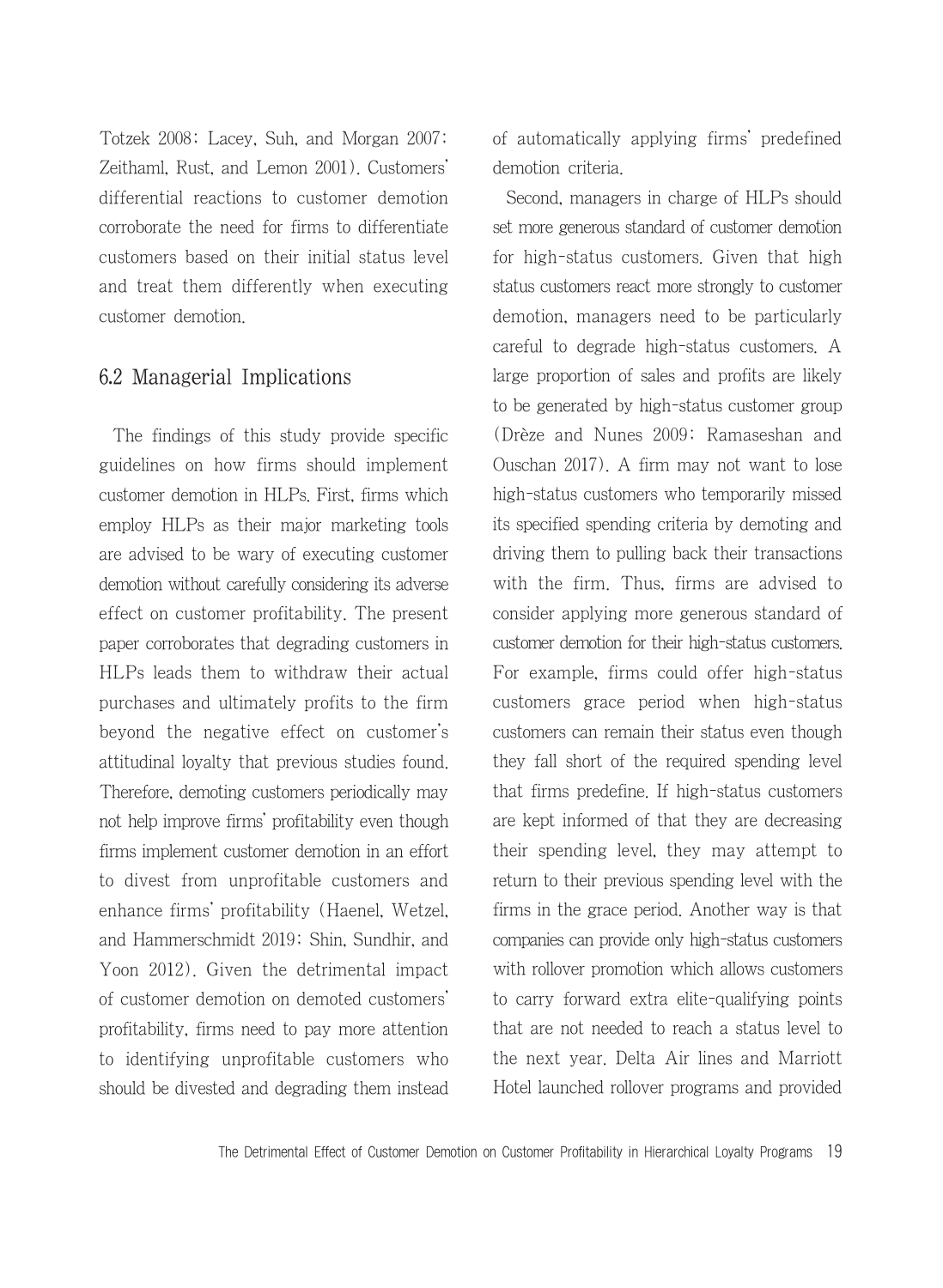Totzek 2008; Lacey, Suh, and Morgan 2007; Zeithaml, Rust, and Lemon 2001). Customers' differential reactions to customer demotion corroborate the need for firms to differentiate customers based on their initial status level and treat them differently when executing customer demotion.

## 6.2 Managerial Implications

The findings of this study provide specific guidelines on how firms should implement customer demotion in HLPs. First, firms which employ HLPs as their major marketing tools are advised to be wary of executing customer demotion without carefully considering its adverse effect on customer profitability. The present paper corroborates that degrading customers in HLPs leads them to withdraw their actual purchases and ultimately profits to the firm beyond the negative effect on customer's attitudinal loyalty that previous studies found. Therefore, demoting customers periodically may not help improve firms' profitability even though firms implement customer demotion in an effort to divest from unprofitable customers and enhance firms' profitability (Haenel, Wetzel, and Hammerschmidt 2019; Shin, Sundhir, and Yoon 2012). Given the detrimental impact of customer demotion on demoted customers' profitability, firms need to pay more attention to identifying unprofitable customers who should be divested and degrading them instead of automatically applying firms' predefined demotion criteria.

Second, managers in charge of HLPs should set more generous standard of customer demotion for high-status customers. Given that high status customers react more strongly to customer demotion, managers need to be particularly careful to degrade high-status customers. A large proportion of sales and profits are likely to be generated by high-status customer group (Drèze and Nunes 2009; Ramaseshan and Ouschan 2017). A firm may not want to lose high-status customers who temporarily missed its specified spending criteria by demoting and driving them to pulling back their transactions with the firm. Thus, firms are advised to consider applying more generous standard of customer demotion for their high-status customers. For example, firms could offer high-status customers grace period when high-status customers can remain their status even though they fall short of the required spending level that firms predefine. If high-status customers are kept informed of that they are decreasing their spending level, they may attempt to return to their previous spending level with the firms in the grace period. Another way is that companies can provide only high-status customers with rollover promotion which allows customers to carry forward extra elite-qualifying points that are not needed to reach a status level to the next year. Delta Air lines and Marriott Hotel launched rollover programs and provided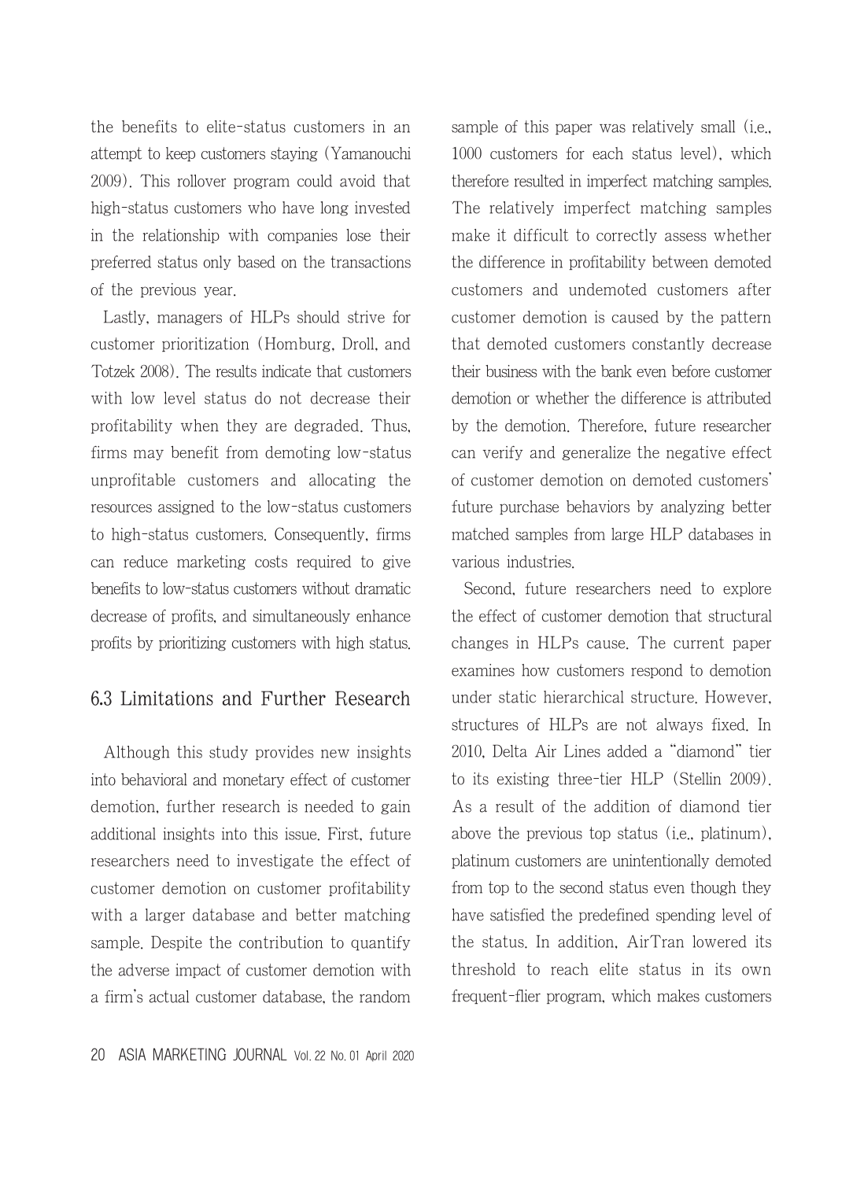the benefits to elite-status customers in an attempt to keep customers staying (Yamanouchi 2009). This rollover program could avoid that high-status customers who have long invested in the relationship with companies lose their preferred status only based on the transactions of the previous year.

Lastly, managers of HLPs should strive for customer prioritization (Homburg, Droll, and Totzek 2008). The results indicate that customers with low level status do not decrease their profitability when they are degraded. Thus, firms may benefit from demoting low-status unprofitable customers and allocating the resources assigned to the low-status customers to high-status customers. Consequently, firms can reduce marketing costs required to give benefits to low-status customers without dramatic decrease of profits, and simultaneously enhance profits by prioritizing customers with high status.

## 6.3 Limitations and Further Research

Although this study provides new insights into behavioral and monetary effect of customer demotion, further research is needed to gain additional insights into this issue. First, future researchers need to investigate the effect of customer demotion on customer profitability with a larger database and better matching sample. Despite the contribution to quantify the adverse impact of customer demotion with a firm's actual customer database, the random sample of this paper was relatively small (i.e., 1000 customers for each status level), which therefore resulted in imperfect matching samples. The relatively imperfect matching samples make it difficult to correctly assess whether the difference in profitability between demoted customers and undemoted customers after customer demotion is caused by the pattern that demoted customers constantly decrease their business with the bank even before customer demotion or whether the difference is attributed by the demotion. Therefore, future researcher can verify and generalize the negative effect of customer demotion on demoted customers' future purchase behaviors by analyzing better matched samples from large HLP databases in various industries.

Second, future researchers need to explore the effect of customer demotion that structural changes in HLPs cause. The current paper examines how customers respond to demotion under static hierarchical structure. However, structures of HLPs are not always fixed. In 2010, Delta Air Lines added a "diamond" tier to its existing three-tier HLP (Stellin 2009). As a result of the addition of diamond tier above the previous top status (i.e., platinum), platinum customers are unintentionally demoted from top to the second status even though they have satisfied the predefined spending level of the status. In addition, AirTran lowered its threshold to reach elite status in its own frequent-flier program, which makes customers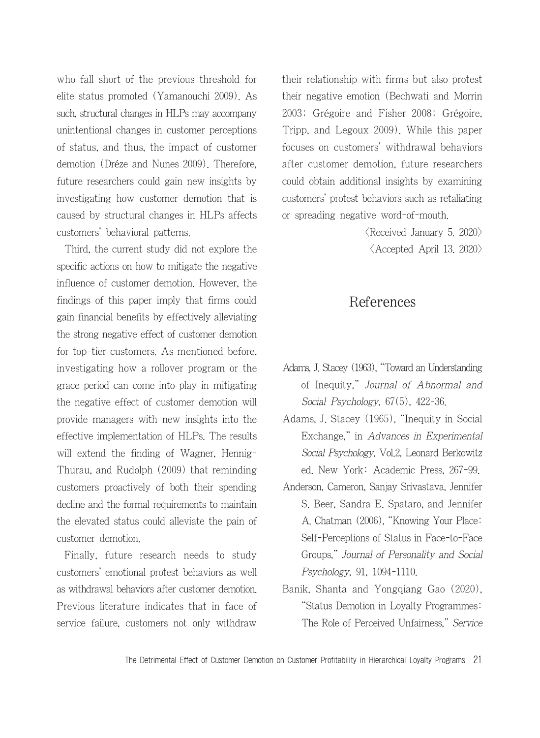who fall short of the previous threshold for elite status promoted (Yamanouchi 2009). As such, structural changes in HLPs may accompany unintentional changes in customer perceptions of status, and thus, the impact of customer demotion (Dréze and Nunes 2009). Therefore, future researchers could gain new insights by investigating how customer demotion that is caused by structural changes in HLPs affects customers' behavioral patterns.

Third, the current study did not explore the specific actions on how to mitigate the negative influence of customer demotion. However, the findings of this paper imply that firms could gain financial benefits by effectively alleviating the strong negative effect of customer demotion for top-tier customers. As mentioned before, investigating how a rollover program or the grace period can come into play in mitigating the negative effect of customer demotion will provide managers with new insights into the effective implementation of HLPs. The results will extend the finding of Wagner, Hennig-Thurau, and Rudolph (2009) that reminding customers proactively of both their spending decline and the formal requirements to maintain the elevated status could alleviate the pain of customer demotion.

Finally, future research needs to study customers' emotional protest behaviors as well as withdrawal behaviors after customer demotion. Previous literature indicates that in face of service failure, customers not only withdraw their relationship with firms but also protest their negative emotion (Bechwati and Morrin 2003; Grégoire and Fisher 2008; Grégoire, Tripp, and Legoux 2009). While this paper focuses on customers' withdrawal behaviors after customer demotion, future researchers could obtain additional insights by examining customers' protest behaviors such as retaliating or spreading negative word-of-mouth.

〈Received January 5. 2020〉

〈Accepted April 13. 2020〉

## References

Adams, J. Stacey (1963), "Toward an Understanding of Inequity," *Journal of Abnormal and Social Psychology*, 67(5), 422-36.

Adams, J. Stacey (1965), "Inequity in Social Exchange," in *Advances in Experimental Social Psychology*, Vol.2, Leonard Berkowitz ed. New York: Academic Press, 267-99.

Anderson, Cameron, Sanjay Srivastava, Jennifer S. Beer, Sandra E. Spataro, and Jennifer A. Chatman (2006), "Knowing Your Place: Self-Perceptions of Status in Face-to-Face Groups," *Journal of Personality and Social Psychology*, 91, 1094-1110.

Banik, Shanta and Yongqiang Gao (2020), "Status Demotion in Loyalty Programmes: The Role of Perceived Unfairness," *Service*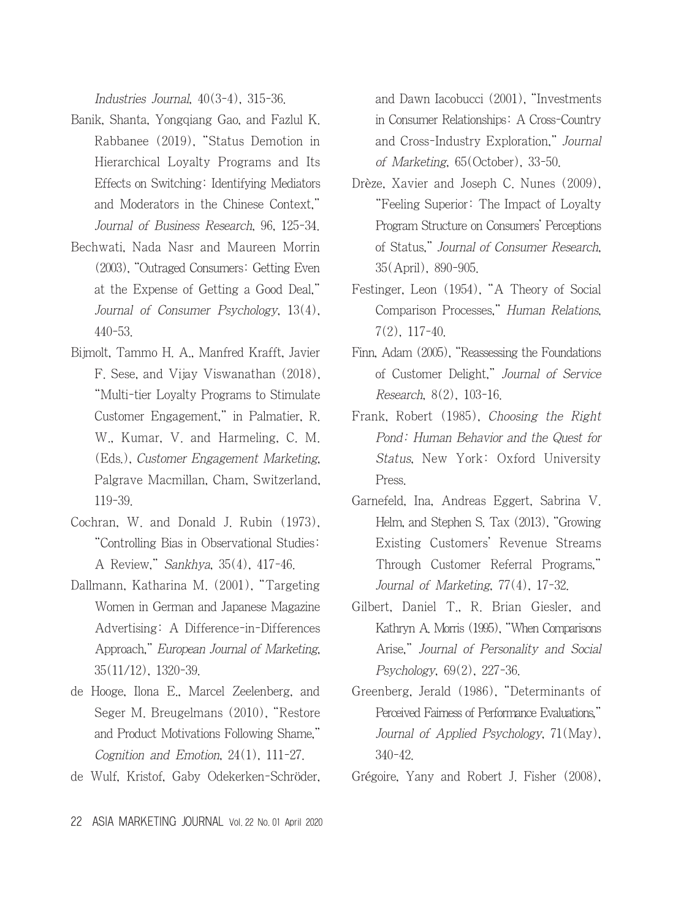*Industries Journal*, 40(3-4), 315-36.

Banik, Shanta, Yongqiang Gao, and Fazlul K. Rabbanee (2019), "Status Demotion in Hierarchical Loyalty Programs and Its Effects on Switching: Identifying Mediators and Moderators in the Chinese Context," *Journal of Business Research*, 96, 125-34.

Bechwati, Nada Nasr and Maureen Morrin (2003), "Outraged Consumers: Getting Even at the Expense of Getting a Good Deal," *Journal of Consumer Psychology*, 13(4), 440-53.

Bijmolt, Tammo H. A., Manfred Krafft, Javier F. Sese, and Vijay Viswanathan (2018), "Multi-tier Loyalty Programs to Stimulate Customer Engagement," in Palmatier, R. W., Kumar, V. and Harmeling, C. M. (Eds.), *Customer Engagement Marketing*, Palgrave Macmillan, Cham, Switzerland, 119-39.

Cochran, W. and Donald J. Rubin (1973), "Controlling Bias in Observational Studies: A Review," *Sankhya*, 35(4), 417-46.

Dallmann, Katharina M. (2001), "Targeting Women in German and Japanese Magazine Advertising: A Difference-in-Differences Approach," *European Journal of Marketing*, 35(11/12), 1320-39.

de Hooge, Ilona E., Marcel Zeelenberg, and Seger M. Breugelmans (2010), "Restore and Product Motivations Following Shame," *Cognition and Emotion*, 24(1), 111-27.

de Wulf, Kristof, Gaby Odekerken-Schröder, and Dawn Iacobucci (2001), "Investments in Consumer Relationships: A Cross-Country and Cross-Industry Exploration," *Journal of Marketing*, 65(October), 33-50.

Drèze, Xavier and Joseph C. Nunes (2009), "Feeling Superior: The Impact of Loyalty Program Structure on Consumers' Perceptions of Status," *Journal of Consumer Research*, 35(April), 890-905.

Festinger, Leon (1954), "A Theory of Social Comparison Processes," *Human Relations*, 7(2), 117-40.

Finn, Adam (2005), "Reassessing the Foundations of Customer Delight," *Journal of Service Research*, 8(2), 103-16.

Frank, Robert (1985), *Choosing the Right Pond: Human Behavior and the Quest for Status*, New York: Oxford University Press.

Garnefeld, Ina, Andreas Eggert, Sabrina V. Helm, and Stephen S. Tax (2013), "Growing Existing Customers' Revenue Streams Through Customer Referral Programs," *Journal of Marketing*, 77(4), 17-32.

Gilbert, Daniel T., R. Brian Giesler, and Kathryn A. Morris (1995), "When Comparisons Arise," *Journal of Personality and Social Psychology*, 69(2), 227-36.

Greenberg, Jerald (1986), "Determinants of Perceived Fairness of Performance Evaluations," *Journal of Applied Psychology*, 71(May), 340-42.

Grégoire, Yany and Robert J. Fisher (2008),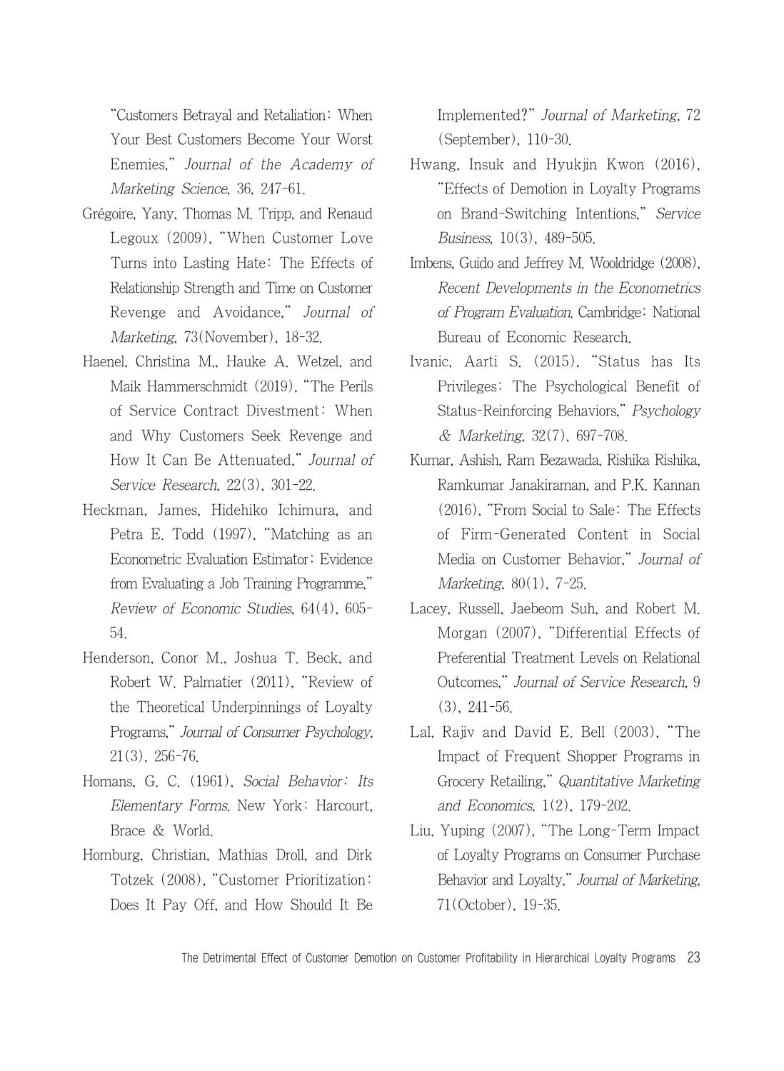"Customers Betrayal and Retaliation: When Your Best Customers Become Your Worst Enemies," *Journal of the Academy of Marketing Science*, 36, 247-61.

Grégoire, Yany, Thomas M. Tripp, and Renaud Legoux (2009), "When Customer Love Turns into Lasting Hate: The Effects of Relationship Strength and Time on Customer Revenge and Avoidance," *Journal of Marketing*, 73(November), 18-32.

Haenel, Christina M., Hauke A. Wetzel, and Maik Hammerschmidt (2019), "The Perils of Service Contract Divestment: When and Why Customers Seek Revenge and How It Can Be Attenuated," *Journal of Service Research*, 22(3), 301-22.

Heckman, James, Hidehiko Ichimura, and Petra E. Todd (1997), "Matching as an Econometric Evaluation Estimator: Evidence from Evaluating a Job Training Programme," *Review of Economic Studies*, 64(4), 605-54.

Henderson, Conor M., Joshua T. Beck, and Robert W. Palmatier (2011), "Review of the Theoretical Underpinnings of Loyalty Programs," *Journal of Consumer Psychology*, 21(3), 256-76.

Homans, G. C. (1961), *Social Behavior: Its Elementary Forms*. New York: Harcourt, Brace & World.

Homburg, Christian, Mathias Droll, and Dirk Totzek (2008), "Customer Prioritization: Does It Pay Off, and How Should It Be Implemented?" *Journal of Marketing*, 72 (September), 110-30.

Hwang, Insuk and Hyukjin Kwon (2016), "Effects of Demotion in Loyalty Programs on Brand-Switching Intentions," *Service Business*, 10(3), 489-505.

Imbens, Guido and Jeffrey M. Wooldridge (2008), *Recent Developments in the Econometrics of Program Evaluation*. Cambridge: National Bureau of Economic Research.

Ivanic, Aarti S. (2015), "Status has Its Privileges: The Psychological Benefit of Status-Reinforcing Behaviors," *Psychology & Marketing*, 32(7), 697-708.

Kumar, Ashish, Ram Bezawada, Rishika Rishika, Ramkumar Janakiraman, and P.K. Kannan (2016), "From Social to Sale: The Effects of Firm-Generated Content in Social Media on Customer Behavior," *Journal of Marketing*, 80(1), 7-25.

Lacey, Russell, Jaebeom Suh, and Robert M. Morgan (2007), "Differential Effects of Preferential Treatment Levels on Relational Outcomes," *Journal of Service Research*, 9 (3), 241-56.

Lal, Rajiv and David E. Bell (2003), "The Impact of Frequent Shopper Programs in Grocery Retailing," *Quantitative Marketing and Economics*, 1(2), 179-202.

Liu, Yuping (2007), "The Long-Term Impact of Loyalty Programs on Consumer Purchase Behavior and Loyalty," *Journal of Marketing*, 71(October), 19-35.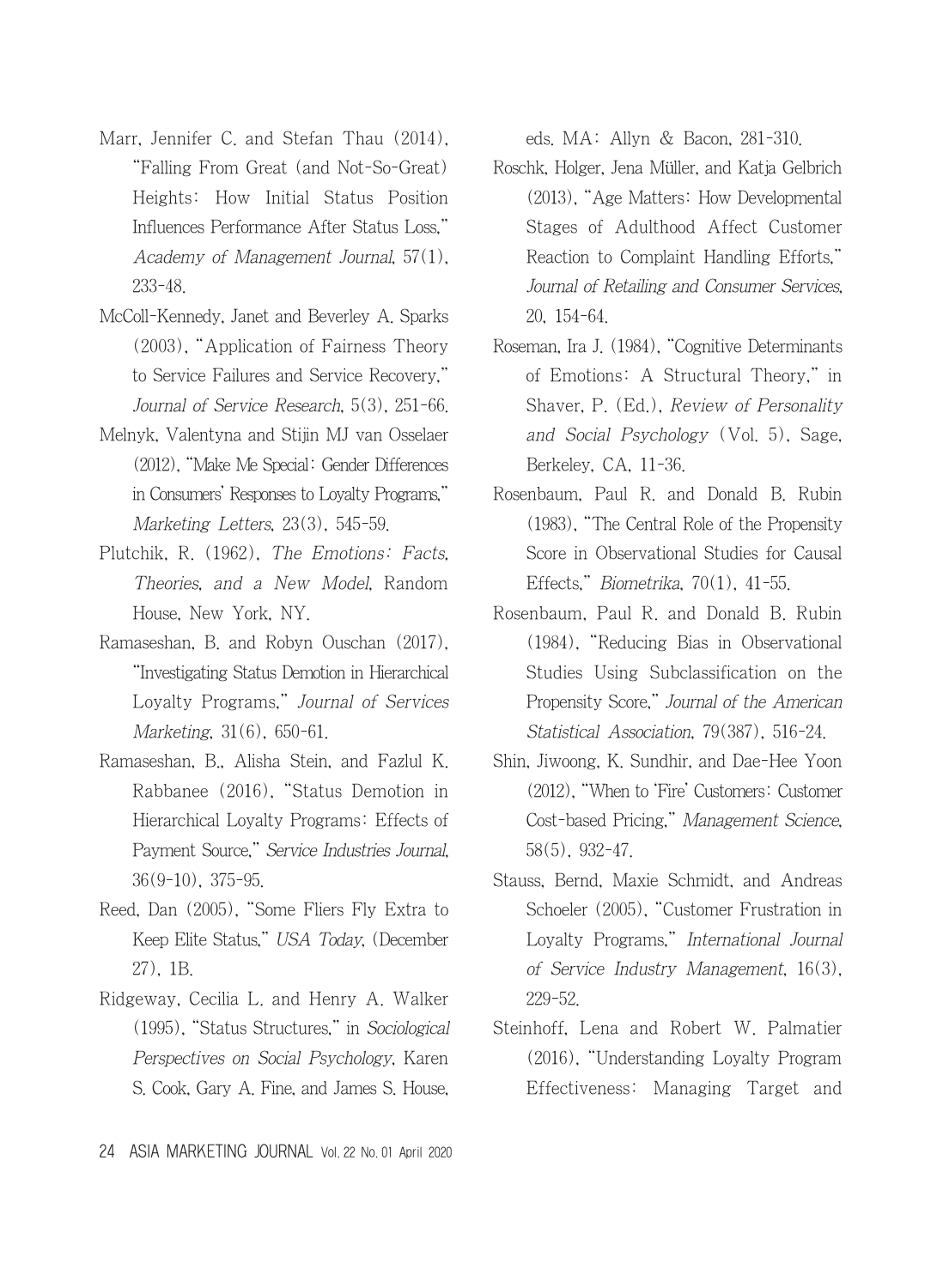Marr, Jennifer C. and Stefan Thau (2014), "Falling From Great (and Not-So-Great) Heights: How Initial Status Position Influences Performance After Status Loss," *Academy of Management Journal*, 57(1), 233-48.

McColl-Kennedy, Janet and Beverley A. Sparks (2003), "Application of Fairness Theory to Service Failures and Service Recovery," *Journal of Service Research*, 5(3), 251-66.

Melnyk, Valentyna and Stijin MJ van Osselaer (2012), "Make Me Special: Gender Differences in Consumers' Responses to Loyalty Programs," *Marketing Letters*, 23(3), 545-59.

Plutchik, R. (1962), *The Emotions: Facts, Theories, and a New Model*, Random House, New York, NY.

Ramaseshan, B. and Robyn Ouschan (2017), "Investigating Status Demotion in Hierarchical Loyalty Programs," *Journal of Services Marketing*, 31(6), 650-61.

Ramaseshan, B., Alisha Stein, and Fazlul K. Rabbanee (2016), "Status Demotion in Hierarchical Loyalty Programs: Effects of Payment Source," *Service Industries Journal*, 36(9-10), 375-95.

Reed, Dan (2005), "Some Fliers Fly Extra to Keep Elite Status," *USA Today*, (December 27), 1B.

Ridgeway, Cecilia L. and Henry A. Walker (1995), "Status Structures," in *Sociological Perspectives on Social Psychology*, Karen S. Cook, Gary A. Fine, and James S. House, eds. MA: Allyn & Bacon, 281-310.

Roschk, Holger, Jena Müller, and Katja Gelbrich (2013), "Age Matters: How Developmental Stages of Adulthood Affect Customer Reaction to Complaint Handling Efforts," *Journal of Retailing and Consumer Services*, 20, 154-64.

Roseman, Ira J. (1984), "Cognitive Determinants of Emotions: A Structural Theory," in Shaver, P. (Ed.), *Review of Personality and Social Psychology* (Vol. 5), Sage, Berkeley, CA, 11-36.

Rosenbaum, Paul R. and Donald B. Rubin (1983), "The Central Role of the Propensity Score in Observational Studies for Causal Effects," *Biometrika*, 70(1), 41-55.

Rosenbaum, Paul R. and Donald B. Rubin (1984), "Reducing Bias in Observational Studies Using Subclassification on the Propensity Score," *Journal of the American Statistical Association*, 79(387), 516-24.

Shin, Jiwoong, K. Sundhir, and Dae-Hee Yoon (2012), "When to 'Fire' Customers: Customer Cost-based Pricing," *Management Science*, 58(5), 932-47.

Stauss, Bernd, Maxie Schmidt, and Andreas Schoeler (2005), "Customer Frustration in Loyalty Programs," *International Journal of Service Industry Management*, 16(3), 229-52.

Steinhoff, Lena and Robert W. Palmatier (2016), "Understanding Loyalty Program Effectiveness: Managing Target and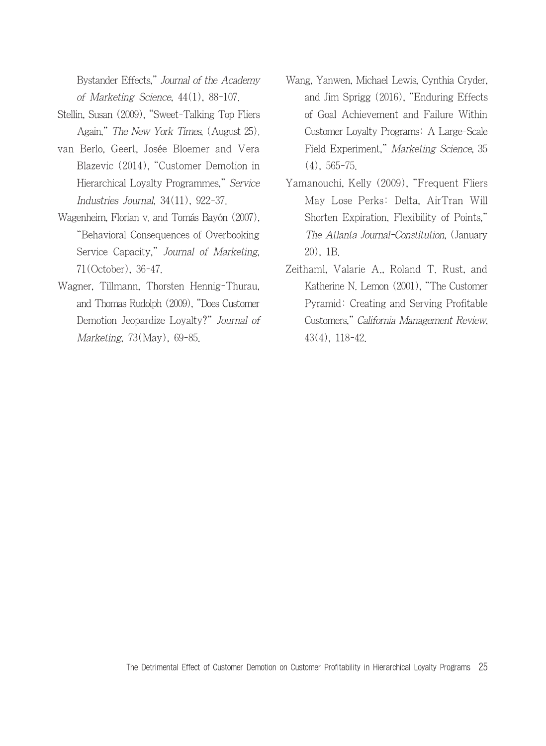Bystander Effects," *Journal of the Academy of Marketing Science*, 44(1), 88-107.

Stellin, Susan (2009), "Sweet-Talking Top Fliers Again," *The New York Times*, (August 25).

van Berlo, Geert, Josée Bloemer and Vera Blazevic (2014), "Customer Demotion in Hierarchical Loyalty Programmes," *Service Industries Journal*, 34(11), 922-37.

Wagenheim, Florian v. and Tomás Bayón (2007), "Behavioral Consequences of Overbooking Service Capacity," *Journal of Marketing*, 71(October), 36-47.

Wagner, Tillmann, Thorsten Hennig-Thurau, and Thomas Rudolph (2009), "Does Customer Demotion Jeopardize Loyalty?" *Journal of Marketing*, 73(May), 69-85.

Wang, Yanwen, Michael Lewis, Cynthia Cryder, and Jim Sprigg (2016), "Enduring Effects of Goal Achievement and Failure Within Customer Loyalty Programs: A Large-Scale Field Experiment," *Marketing Science*, 35 (4), 565-75.

Yamanouchi, Kelly (2009), "Frequent Fliers May Lose Perks: Delta, AirTran Will Shorten Expiration, Flexibility of Points," *The Atlanta Journal-Constitution*, (January 20), 1B.

Zeithaml, Valarie A., Roland T. Rust, and Katherine N. Lemon (2001), "The Customer Pyramid: Creating and Serving Profitable Customers," *California Management Review*, 43(4), 118-42.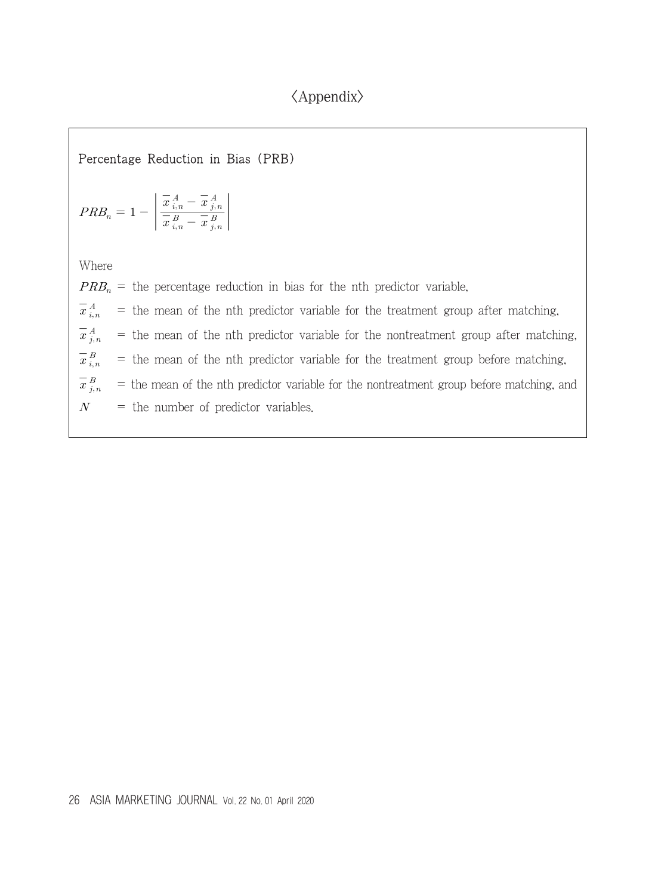# 〈Appendix〉

Percentage Reduction in Bias (PRB)

$$PRB_n = 1 - \left| \frac{\overline{x}^{A}_{i,n} - \overline{x}^{A}_{j,n}}{\overline{x}^{B}_{i,n} - \overline{x}^{B}_{j,n}} \right|$$

Where

$PRB_n$ = the percentage reduction in bias for the nth predictor variable,

$\overline{x}^{A}_{i,n}$ = the mean of the nth predictor variable for the treatment group after matching,

$\overline{x}^{A}_{j,n}$ = the mean of the nth predictor variable for the nontreatment group after matching,

$\overline{x}^{B}_{i,n}$ = the mean of the nth predictor variable for the treatment group before matching,

$\overline{x}^{B}_{j,n}$ = the mean of the nth predictor variable for the nontreatment group before matching, and

$N$ = the number of predictor variables.